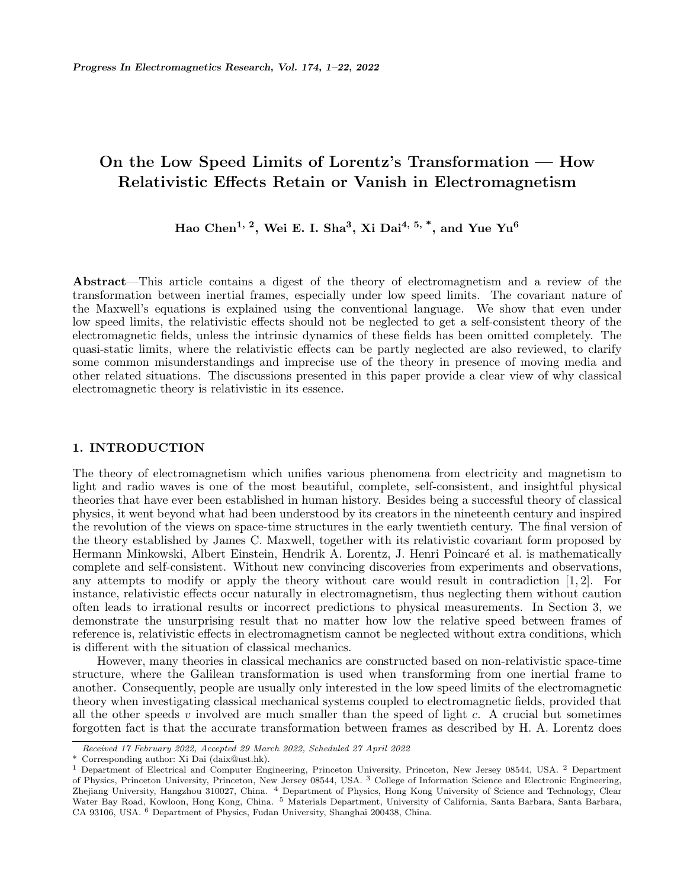# On the Low Speed Limits of Lorentz's Transformation — How Relativistic Effects Retain or Vanish in Electromagnetism

**Hao Chen[1, 2], Wei E. I. Sha[3], Xi Dai[4, 5, *], and Yue Yu[6]**

**Abstract**—This article contains a digest of the theory of electromagnetism and a review of the transformation between inertial frames, especially under low speed limits. The covariant nature of the Maxwell's equations is explained using the conventional language. We show that even under low speed limits, the relativistic effects should not be neglected to get a self-consistent theory of the electromagnetic fields, unless the intrinsic dynamics of these fields has been omitted completely. The quasi-static limits, where the relativistic effects can be partly neglected are also reviewed, to clarify some common misunderstandings and imprecise use of the theory in presence of moving media and other related situations. The discussions presented in this paper provide a clear view of why classical electromagnetic theory is relativistic in its essence.

## 1. INTRODUCTION

The theory of electromagnetism which unifies various phenomena from electricity and magnetism to light and radio waves is one of the most beautiful, complete, self-consistent, and insightful physical theories that have ever been established in human history. Besides being a successful theory of classical physics, it went beyond what had been understood by its creators in the nineteenth century and inspired the revolution of the views on space-time structures in the early twentieth century. The final version of the theory established by James C. Maxwell, together with its relativistic covariant form proposed by Hermann Minkowski, Albert Einstein, Hendrik A. Lorentz, J. Henri Poincaré et al. is mathematically complete and self-consistent. Without new convincing discoveries from experiments and observations, any attempts to modify or apply the theory without care would result in contradiction [1, 2]. For instance, relativistic effects occur naturally in electromagnetism, thus neglecting them without caution often leads to irrational results or incorrect predictions to physical measurements. In Section 3, we demonstrate the unsurprising result that no matter how low the relative speed between frames of reference is, relativistic effects in electromagnetism cannot be neglected without extra conditions, which is different with the situation of classical mechanics.

However, many theories in classical mechanics are constructed based on non-relativistic space-time structure, where the Galilean transformation is used when transforming from one inertial frame to another. Consequently, people are usually only interested in the low speed limits of the electromagnetic fields when investigating classical mechanical systems coupled to electromagnetic fields, provided that all the other speeds $v$ involved are much smaller than the speed of light $c$. A crucial but sometimes forgotten fact is that the accurate transformation between frames as described by H. A. Lorentz does

---

*Received 17 February 2022, Accepted 29 March 2022, Scheduled 27 April 2022*

\* Corresponding author: Xi Dai (daix@ust.hk).

[1] Department of Electrical and Computer Engineering, Princeton University, Princeton, New Jersey 08544, USA. [2] Department of Physics, Princeton University, Princeton, New Jersey 08544, USA. [3] College of Information Science and Electronic Engineering, Zhejiang University, Hangzhou 310027, China. [4] Department of Physics, Hong Kong University of Science and Technology, Clear Water Bay Road, Kowloon, Hong Kong, China. [5] Materials Department, University of California, Santa Barbara, Santa Barbara, CA 93106, USA. [6] Department of Physics, Fudan University, Shanghai 200438, China.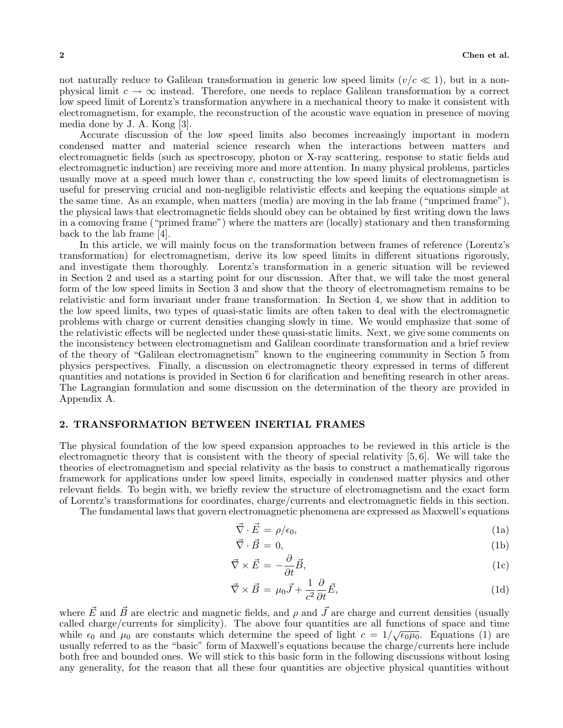not naturally reduce to Galilean transformation in generic low speed limits ($v/c \ll 1$), but in a non-physical limit $c \to \infty$ instead. Therefore, one needs to replace Galilean transformation by a correct low speed limit of Lorentz's transformation anywhere in a mechanical theory to make it consistent with electromagnetism, for example, the reconstruction of the acoustic wave equation in presence of moving media done by J. A. Kong [3].

Accurate discussion of the low speed limits also becomes increasingly important in modern condensed matter and material science research when the interactions between matters and electromagnetic fields (such as spectroscopy, photon or X-ray scattering, response to static fields and electromagnetic induction) are receiving more and more attention. In many physical problems, particles usually move at a speed much lower than $c$, constructing the low speed limits of electromagnetism is useful for preserving crucial and non-negligible relativistic effects and keeping the equations simple at the same time. As an example, when matters (media) are moving in the lab frame ("unprimed frame"), the physical laws that electromagnetic fields should obey can be obtained by first writing down the laws in a comoving frame ("primed frame") where the matters are (locally) stationary and then transforming back to the lab frame [4].

In this article, we will mainly focus on the transformation between frames of reference (Lorentz's transformation) for electromagnetism, derive its low speed limits in different situations rigorously, and investigate them thoroughly. Lorentz's transformation in a generic situation will be reviewed in Section 2 and used as a starting point for our discussion. After that, we will take the most general form of the low speed limits in Section 3 and show that the theory of electromagnetism remains to be relativistic and form invariant under frame transformation. In Section 4, we show that in addition to the low speed limits, two types of quasi-static limits are often taken to deal with the electromagnetic problems with charge or current densities changing slowly in time. We would emphasize that some of the relativistic effects will be neglected under these quasi-static limits. Next, we give some comments on the inconsistency between electromagnetism and Galilean coordinate transformation and a brief review of the theory of "Galilean electromagnetism" known to the engineering community in Section 5 from physics perspectives. Finally, a discussion on electromagnetic theory expressed in terms of different quantities and notations is provided in Section 6 for clarification and benefiting research in other areas. The Lagrangian formulation and some discussion on the determination of the theory are provided in Appendix A.

## 2. TRANSFORMATION BETWEEN INERTIAL FRAMES

The physical foundation of the low speed expansion approaches to be reviewed in this article is the electromagnetic theory that is consistent with the theory of special relativity [5,6]. We will take the theories of electromagnetism and special relativity as the basis to construct a mathematically rigorous framework for applications under low speed limits, especially in condensed matter physics and other relevant fields. To begin with, we briefly review the structure of electromagnetism and the exact form of Lorentz's transformations for coordinates, charge/currents and electromagnetic fields in this section.

The fundamental laws that govern electromagnetic phenomena are expressed as Maxwell's equations

$$\vec{\nabla} \cdot \vec{E} = \rho/\epsilon_0, \tag{1a}$$

$$\vec{\nabla} \cdot \vec{B} = 0, \tag{1b}$$

$$\vec{\nabla} \times \vec{E} = -\frac{\partial}{\partial t}\vec{B}, \tag{1c}$$

$$\vec{\nabla} \times \vec{B} = \mu_0 \vec{J} + \frac{1}{c^2}\frac{\partial}{\partial t}\vec{E}, \tag{1d}$$

where $\vec{E}$ and $\vec{B}$ are electric and magnetic fields, and $\rho$ and $\vec{J}$ are charge and current densities (usually called charge/currents for simplicity). The above four quantities are all functions of space and time while $\epsilon_0$ and $\mu_0$ are constants which determine the speed of light $c = 1/\sqrt{\epsilon_0\mu_0}$. Equations (1) are usually referred to as the "basic" form of Maxwell's equations because the charge/currents here include both free and bounded ones. We will stick to this basic form in the following discussions without losing any generality, for the reason that all these four quantities are objective physical quantities without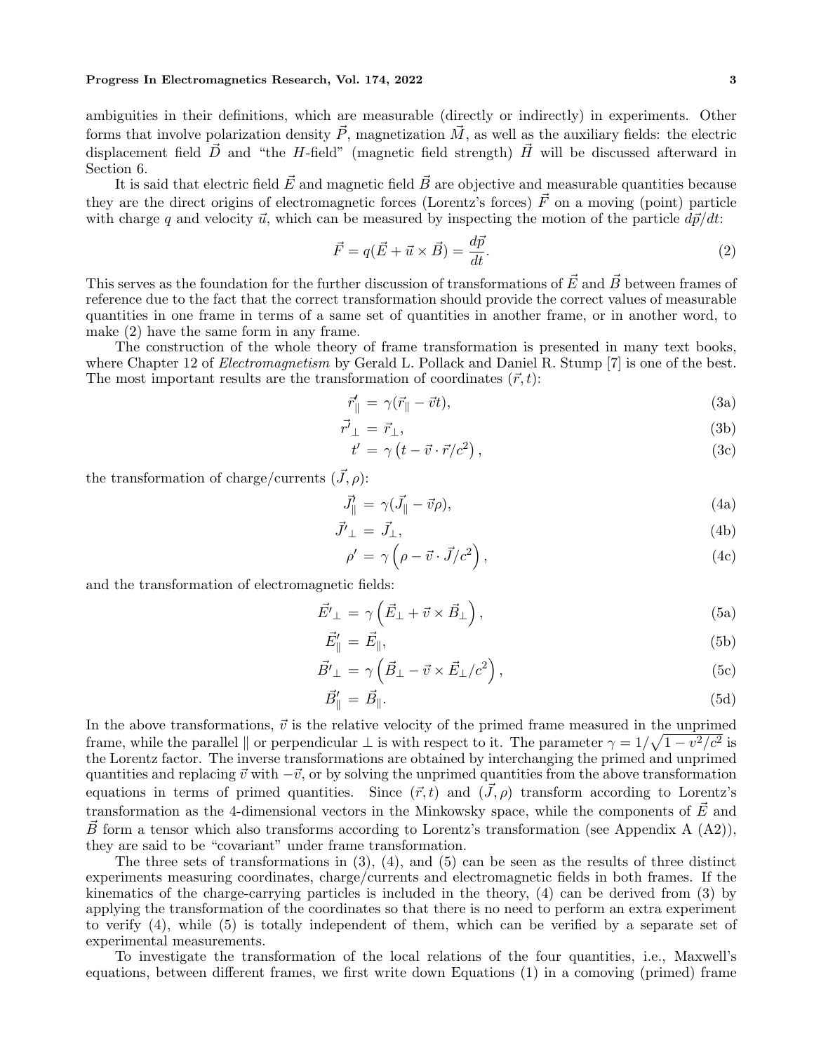ambiguities in their definitions, which are measurable (directly or indirectly) in experiments. Other forms that involve polarization density $\vec{P}$, magnetization $\vec{M}$, as well as the auxiliary fields: the electric displacement field $\vec{D}$ and "the $H$-field" (magnetic field strength) $\vec{H}$ will be discussed afterward in Section 6.

It is said that electric field $\vec{E}$ and magnetic field $\vec{B}$ are objective and measurable quantities because they are the direct origins of electromagnetic forces (Lorentz's forces) $\vec{F}$ on a moving (point) particle with charge $q$ and velocity $\vec{u}$, which can be measured by inspecting the motion of the particle $d\vec{p}/dt$:

$$\vec{F} = q(\vec{E} + \vec{u} \times \vec{B}) = \frac{d\vec{p}}{dt}. \tag{2}$$

This serves as the foundation for the further discussion of transformations of $\vec{E}$ and $\vec{B}$ between frames of reference due to the fact that the correct transformation should provide the correct values of measurable quantities in one frame in terms of a same set of quantities in another frame, or in another word, to make (2) have the same form in any frame.

The construction of the whole theory of frame transformation is presented in many text books, where Chapter 12 of *Electromagnetism* by Gerald L. Pollack and Daniel R. Stump [7] is one of the best. The most important results are the transformation of coordinates $(\vec{r}, t)$:

$$\vec{r}'_{\parallel} = \gamma(\vec{r}_{\parallel} - \vec{v}t), \tag{3a}$$

$$\vec{r}'_{\perp} = \vec{r}_{\perp}, \tag{3b}$$

$$t' = \gamma\left(t - \vec{v}\cdot\vec{r}/c^2\right), \tag{3c}$$

the transformation of charge/currents $(\vec{J}, \rho)$:

$$\vec{J}'_{\parallel} = \gamma(\vec{J}_{\parallel} - \vec{v}\rho), \tag{4a}$$

$$\vec{J}'_{\perp} = \vec{J}_{\perp}, \tag{4b}$$

$$\rho' = \gamma\left(\rho - \vec{v}\cdot\vec{J}/c^2\right), \tag{4c}$$

and the transformation of electromagnetic fields:

$$\vec{E}'_{\perp} = \gamma\left(\vec{E}_{\perp} + \vec{v}\times\vec{B}_{\perp}\right), \tag{5a}$$

$$\vec{E}'_{\parallel} = \vec{E}_{\parallel}, \tag{5b}$$

$$\vec{B}'_{\perp} = \gamma\left(\vec{B}_{\perp} - \vec{v}\times\vec{E}_{\perp}/c^2\right), \tag{5c}$$

$$\vec{B}'_{\parallel} = \vec{B}_{\parallel}. \tag{5d}$$

In the above transformations, $\vec{v}$ is the relative velocity of the primed frame measured in the unprimed frame, while the parallel $\parallel$ or perpendicular $\perp$ is with respect to it. The parameter $\gamma = 1/\sqrt{1 - v^2/c^2}$ is the Lorentz factor. The inverse transformations are obtained by interchanging the primed and unprimed quantities and replacing $\vec{v}$ with $-\vec{v}$, or by solving the unprimed quantities from the above transformation equations in terms of primed quantities. Since $(\vec{r}, t)$ and $(\vec{J}, \rho)$ transform according to Lorentz's transformation as the 4-dimensional vectors in the Minkowsky space, while the components of $\vec{E}$ and $\vec{B}$ form a tensor which also transforms according to Lorentz's transformation (see Appendix A (A2)), they are said to be "covariant" under frame transformation.

The three sets of transformations in (3), (4), and (5) can be seen as the results of three distinct experiments measuring coordinates, charge/currents and electromagnetic fields in both frames. If the kinematics of the charge-carrying particles is included in the theory, (4) can be derived from (3) by applying the transformation of the coordinates so that there is no need to perform an extra experiment to verify (4), while (5) is totally independent of them, which can be verified by a separate set of experimental measurements.

To investigate the transformation of the local relations of the four quantities, i.e., Maxwell's equations, between different frames, we first write down Equations (1) in a comoving (primed) frame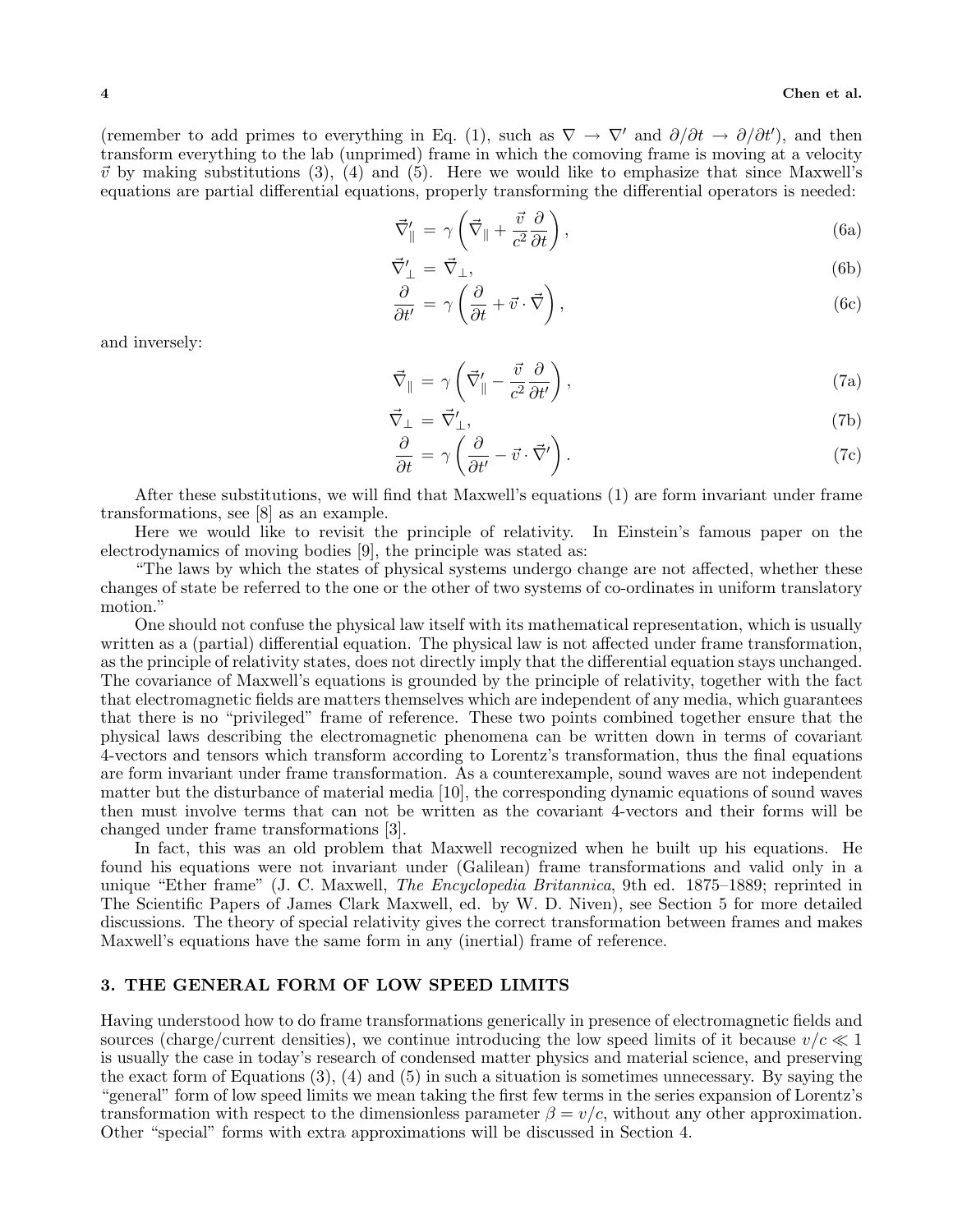(remember to add primes to everything in Eq. (1), such as $\nabla \to \nabla'$ and $\partial/\partial t \to \partial/\partial t'$), and then transform everything to the lab (unprimed) frame in which the comoving frame is moving at a velocity $\vec{v}$ by making substitutions (3), (4) and (5). Here we would like to emphasize that since Maxwell's equations are partial differential equations, properly transforming the differential operators is needed:

$$\vec{\nabla}'_{\parallel} = \gamma \left( \vec{\nabla}_{\parallel} + \frac{\vec{v}}{c^2} \frac{\partial}{\partial t} \right), \tag{6a}$$

$$\vec{\nabla}'_{\perp} = \vec{\nabla}_{\perp}, \tag{6b}$$

$$\frac{\partial}{\partial t'} = \gamma \left( \frac{\partial}{\partial t} + \vec{v} \cdot \vec{\nabla} \right), \tag{6c}$$

and inversely:

$$\vec{\nabla}_{\parallel} = \gamma \left( \vec{\nabla}'_{\parallel} - \frac{\vec{v}}{c^2} \frac{\partial}{\partial t'} \right), \tag{7a}$$

$$\vec{\nabla}_{\perp} = \vec{\nabla}'_{\perp}, \tag{7b}$$

$$\frac{\partial}{\partial t} = \gamma \left( \frac{\partial}{\partial t'} - \vec{v} \cdot \vec{\nabla}' \right). \tag{7c}$$

After these substitutions, we will find that Maxwell's equations (1) are form invariant under frame transformations, see [8] as an example.

Here we would like to revisit the principle of relativity. In Einstein's famous paper on the electrodynamics of moving bodies [9], the principle was stated as:

"The laws by which the states of physical systems undergo change are not affected, whether these changes of state be referred to the one or the other of two systems of co-ordinates in uniform translatory motion."

One should not confuse the physical law itself with its mathematical representation, which is usually written as a (partial) differential equation. The physical law is not affected under frame transformation, as the principle of relativity states, does not directly imply that the differential equation stays unchanged. The covariance of Maxwell's equations is grounded by the principle of relativity, together with the fact that electromagnetic fields are matters themselves which are independent of any media, which guarantees that there is no "privileged" frame of reference. These two points combined together ensure that the physical laws describing the electromagnetic phenomena can be written down in terms of covariant 4-vectors and tensors which transform according to Lorentz's transformation, thus the final equations are form invariant under frame transformation. As a counterexample, sound waves are not independent matter but the disturbance of material media [10], the corresponding dynamic equations of sound waves then must involve terms that can not be written as the covariant 4-vectors and their forms will be changed under frame transformations [3].

In fact, this was an old problem that Maxwell recognized when he built up his equations. He found his equations were not invariant under (Galilean) frame transformations and valid only in a unique "Ether frame" (J. C. Maxwell, *The Encyclopedia Britannica*, 9th ed. 1875–1889; reprinted in The Scientific Papers of James Clark Maxwell, ed. by W. D. Niven), see Section 5 for more detailed discussions. The theory of special relativity gives the correct transformation between frames and makes Maxwell's equations have the same form in any (inertial) frame of reference.

## 3. THE GENERAL FORM OF LOW SPEED LIMITS

Having understood how to do frame transformations generically in presence of electromagnetic fields and sources (charge/current densities), we continue introducing the low speed limits of it because $v/c \ll 1$ is usually the case in today's research of condensed matter physics and material science, and preserving the exact form of Equations (3), (4) and (5) in such a situation is sometimes unnecessary. By saying the "general" form of low speed limits we mean taking the first few terms in the series expansion of Lorentz's transformation with respect to the dimensionless parameter $\beta = v/c$, without any other approximation. Other "special" forms with extra approximations will be discussed in Section 4.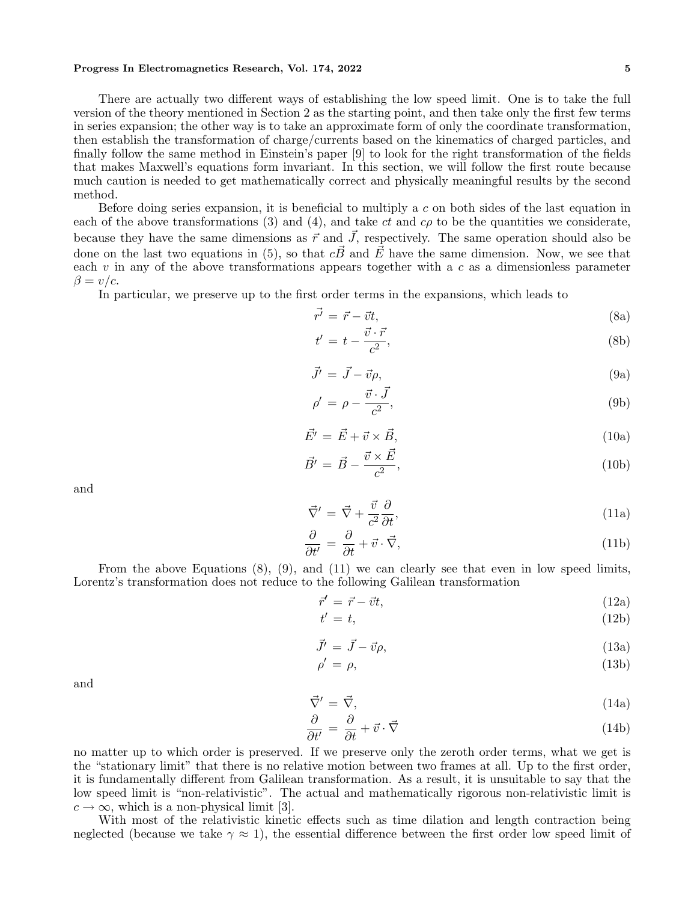There are actually two different ways of establishing the low speed limit. One is to take the full version of the theory mentioned in Section 2 as the starting point, and then take only the first few terms in series expansion; the other way is to take an approximate form of only the coordinate transformation, then establish the transformation of charge/currents based on the kinematics of charged particles, and finally follow the same method in Einstein's paper [9] to look for the right transformation of the fields that makes Maxwell's equations form invariant. In this section, we will follow the first route because much caution is needed to get mathematically correct and physically meaningful results by the second method.

Before doing series expansion, it is beneficial to multiply a $c$ on both sides of the last equation in each of the above transformations (3) and (4), and take $ct$ and $c\rho$ to be the quantities we considerate, because they have the same dimensions as $\vec{r}$ and $\vec{J}$, respectively. The same operation should also be done on the last two equations in (5), so that $c\vec{B}$ and $\vec{E}$ have the same dimension. Now, we see that each $v$ in any of the above transformations appears together with a $c$ as a dimensionless parameter $\beta = v/c$.

In particular, we preserve up to the first order terms in the expansions, which leads to

$$\vec{r'} = \vec{r} - \vec{v}t, \tag{8a}$$

$$t' = t - \frac{\vec{v}\cdot\vec{r}}{c^2}, \tag{8b}$$

$$\vec{J'} = \vec{J} - \vec{v}\rho, \tag{9a}$$

$$\rho' = \rho - \frac{\vec{v}\cdot\vec{J}}{c^2}, \tag{9b}$$

$$\vec{E'} = \vec{E} + \vec{v}\times\vec{B}, \tag{10a}$$

$$\vec{B'} = \vec{B} - \frac{\vec{v}\times\vec{E}}{c^2}, \tag{10b}$$

and

$$\vec{\nabla}' = \vec{\nabla} + \frac{\vec{v}}{c^2}\frac{\partial}{\partial t}, \tag{11a}$$

$$\frac{\partial}{\partial t'} = \frac{\partial}{\partial t} + \vec{v}\cdot\vec{\nabla}, \tag{11b}$$

From the above Equations (8), (9), and (11) we can clearly see that even in low speed limits, Lorentz's transformation does not reduce to the following Galilean transformation

$$\vec{r}' = \vec{r} - \vec{v}t, \tag{12a}$$

$$t' = t, \tag{12b}$$

$$\vec{J}' = \vec{J} - \vec{v}\rho, \tag{13a}$$

$$\rho' = \rho, \tag{13b}$$

and

$$\vec{\nabla}' = \vec{\nabla}, \tag{14a}$$

$$\frac{\partial}{\partial t'} = \frac{\partial}{\partial t} + \vec{v}\cdot\vec{\nabla} \tag{14b}$$

no matter up to which order is preserved. If we preserve only the zeroth order terms, what we get is the "stationary limit" that there is no relative motion between two frames at all. Up to the first order, it is fundamentally different from Galilean transformation. As a result, it is unsuitable to say that the low speed limit is "non-relativistic". The actual and mathematically rigorous non-relativistic limit is $c \to \infty$, which is a non-physical limit [3].

With most of the relativistic kinetic effects such as time dilation and length contraction being neglected (because we take $\gamma \approx 1$), the essential difference between the first order low speed limit of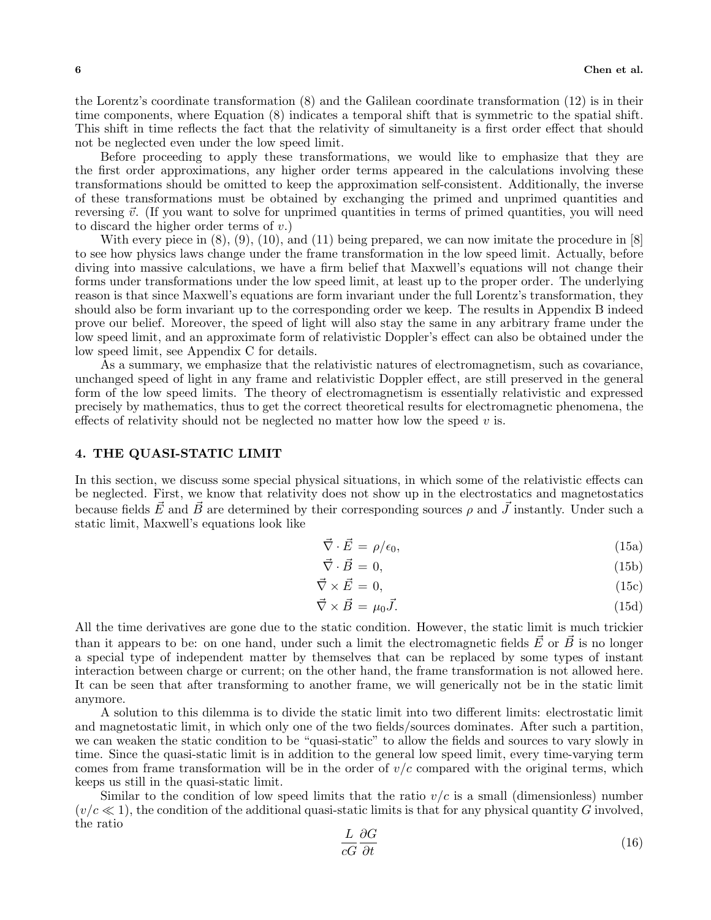the Lorentz's coordinate transformation (8) and the Galilean coordinate transformation (12) is in their time components, where Equation (8) indicates a temporal shift that is symmetric to the spatial shift. This shift in time reflects the fact that the relativity of simultaneity is a first order effect that should not be neglected even under the low speed limit.

Before proceeding to apply these transformations, we would like to emphasize that they are the first order approximations, any higher order terms appeared in the calculations involving these transformations should be omitted to keep the approximation self-consistent. Additionally, the inverse of these transformations must be obtained by exchanging the primed and unprimed quantities and reversing $\vec{v}$. (If you want to solve for unprimed quantities in terms of primed quantities, you will need to discard the higher order terms of $v$.)

With every piece in (8), (9), (10), and (11) being prepared, we can now imitate the procedure in [8] to see how physics laws change under the frame transformation in the low speed limit. Actually, before diving into massive calculations, we have a firm belief that Maxwell's equations will not change their forms under transformations under the low speed limit, at least up to the proper order. The underlying reason is that since Maxwell's equations are form invariant under the full Lorentz's transformation, they should also be form invariant up to the corresponding order we keep. The results in Appendix B indeed prove our belief. Moreover, the speed of light will also stay the same in any arbitrary frame under the low speed limit, and an approximate form of relativistic Doppler's effect can also be obtained under the low speed limit, see Appendix C for details.

As a summary, we emphasize that the relativistic natures of electromagnetism, such as covariance, unchanged speed of light in any frame and relativistic Doppler effect, are still preserved in the general form of the low speed limits. The theory of electromagnetism is essentially relativistic and expressed precisely by mathematics, thus to get the correct theoretical results for electromagnetic phenomena, the effects of relativity should not be neglected no matter how low the speed $v$ is.

## 4. THE QUASI-STATIC LIMIT

In this section, we discuss some special physical situations, in which some of the relativistic effects can be neglected. First, we know that relativity does not show up in the electrostatics and magnetostatics because fields $\vec{E}$ and $\vec{B}$ are determined by their corresponding sources $\rho$ and $\vec{J}$ instantly. Under such a static limit, Maxwell's equations look like

$$\vec{\nabla} \cdot \vec{E} = \rho/\epsilon_0, \tag{15a}$$

$$\vec{\nabla} \cdot \vec{B} = 0, \tag{15b}$$

$$\vec{\nabla} \times \vec{E} = 0, \tag{15c}$$

$$\vec{\nabla} \times \vec{B} = \mu_0 \vec{J}. \tag{15d}$$

All the time derivatives are gone due to the static condition. However, the static limit is much trickier than it appears to be: on one hand, under such a limit the electromagnetic fields $\vec{E}$ or $\vec{B}$ is no longer a special type of independent matter by themselves that can be replaced by some types of instant interaction between charge or current; on the other hand, the frame transformation is not allowed here. It can be seen that after transforming to another frame, we will generically not be in the static limit anymore.

A solution to this dilemma is to divide the static limit into two different limits: electrostatic limit and magnetostatic limit, in which only one of the two fields/sources dominates. After such a partition, we can weaken the static condition to be "quasi-static" to allow the fields and sources to vary slowly in time. Since the quasi-static limit is in addition to the general low speed limit, every time-varying term comes from frame transformation will be in the order of $v/c$ compared with the original terms, which keeps us still in the quasi-static limit.

Similar to the condition of low speed limits that the ratio $v/c$ is a small (dimensionless) number ($v/c \ll 1$), the condition of the additional quasi-static limits is that for any physical quantity $G$ involved, the ratio

$$\frac{L}{cG}\frac{\partial G}{\partial t} \tag{16}$$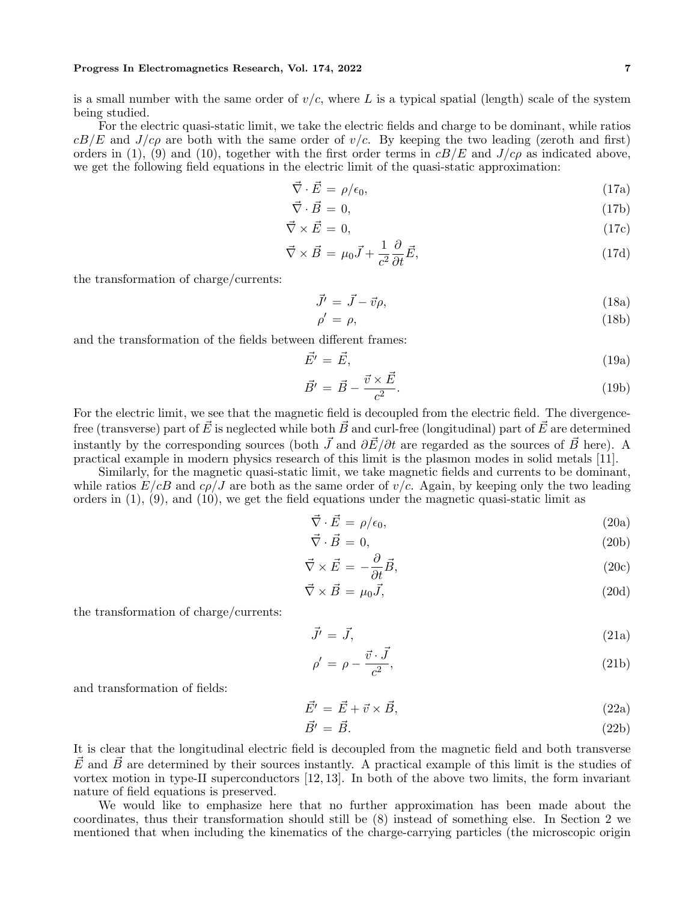is a small number with the same order of $v/c$, where $L$ is a typical spatial (length) scale of the system being studied.

For the electric quasi-static limit, we take the electric fields and charge to be dominant, while ratios $cB/E$ and $J/c\rho$ are both with the same order of $v/c$. By keeping the two leading (zeroth and first) orders in (1), (9) and (10), together with the first order terms in $cB/E$ and $J/c\rho$ as indicated above, we get the following field equations in the electric limit of the quasi-static approximation:

$$\vec{\nabla} \cdot \vec{E} = \rho/\epsilon_0, \tag{17a}$$

$$\vec{\nabla} \cdot \vec{B} = 0, \tag{17b}$$

$$\vec{\nabla} \times \vec{E} = 0, \tag{17c}$$

$$\vec{\nabla} \times \vec{B} = \mu_0 \vec{J} + \frac{1}{c^2} \frac{\partial}{\partial t} \vec{E}, \tag{17d}$$

the transformation of charge/currents:

$$\vec{J'} = \vec{J} - \vec{v}\rho, \tag{18a}$$

$$\rho' = \rho, \tag{18b}$$

and the transformation of the fields between different frames:

$$\vec{E'} = \vec{E}, \tag{19a}$$

$$\vec{B'} = \vec{B} - \frac{\vec{v} \times \vec{E}}{c^2}. \tag{19b}$$

For the electric limit, we see that the magnetic field is decoupled from the electric field. The divergence-free (transverse) part of $\vec{E}$ is neglected while both $\vec{B}$ and curl-free (longitudinal) part of $\vec{E}$ are determined instantly by the corresponding sources (both $\vec{J}$ and $\partial \vec{E}/\partial t$ are regarded as the sources of $\vec{B}$ here). A practical example in modern physics research of this limit is the plasmon modes in solid metals [11].

Similarly, for the magnetic quasi-static limit, we take magnetic fields and currents to be dominant, while ratios $E/cB$ and $c\rho/J$ are both as the same order of $v/c$. Again, by keeping only the two leading orders in (1), (9), and (10), we get the field equations under the magnetic quasi-static limit as

$$\vec{\nabla} \cdot \vec{E} = \rho/\epsilon_0, \tag{20a}$$

$$\vec{\nabla} \cdot \vec{B} = 0, \tag{20b}$$

$$\vec{\nabla} \times \vec{E} = -\frac{\partial}{\partial t} \vec{B}, \tag{20c}$$

$$\vec{\nabla} \times \vec{B} = \mu_0 \vec{J}, \tag{20d}$$

the transformation of charge/currents:

$$\vec{J'} = \vec{J}, \tag{21a}$$

$$\rho' = \rho - \frac{\vec{v} \cdot \vec{J}}{c^2}, \tag{21b}$$

and transformation of fields:

$$\vec{E'} = \vec{E} + \vec{v} \times \vec{B}, \tag{22a}$$

$$\vec{B'} = \vec{B}. \tag{22b}$$

It is clear that the longitudinal electric field is decoupled from the magnetic field and both transverse $\vec{E}$ and $\vec{B}$ are determined by their sources instantly. A practical example of this limit is the studies of vortex motion in type-II superconductors [12, 13]. In both of the above two limits, the form invariant nature of field equations is preserved.

We would like to emphasize here that no further approximation has been made about the coordinates, thus their transformation should still be (8) instead of something else. In Section 2 we mentioned that when including the kinematics of the charge-carrying particles (the microscopic origin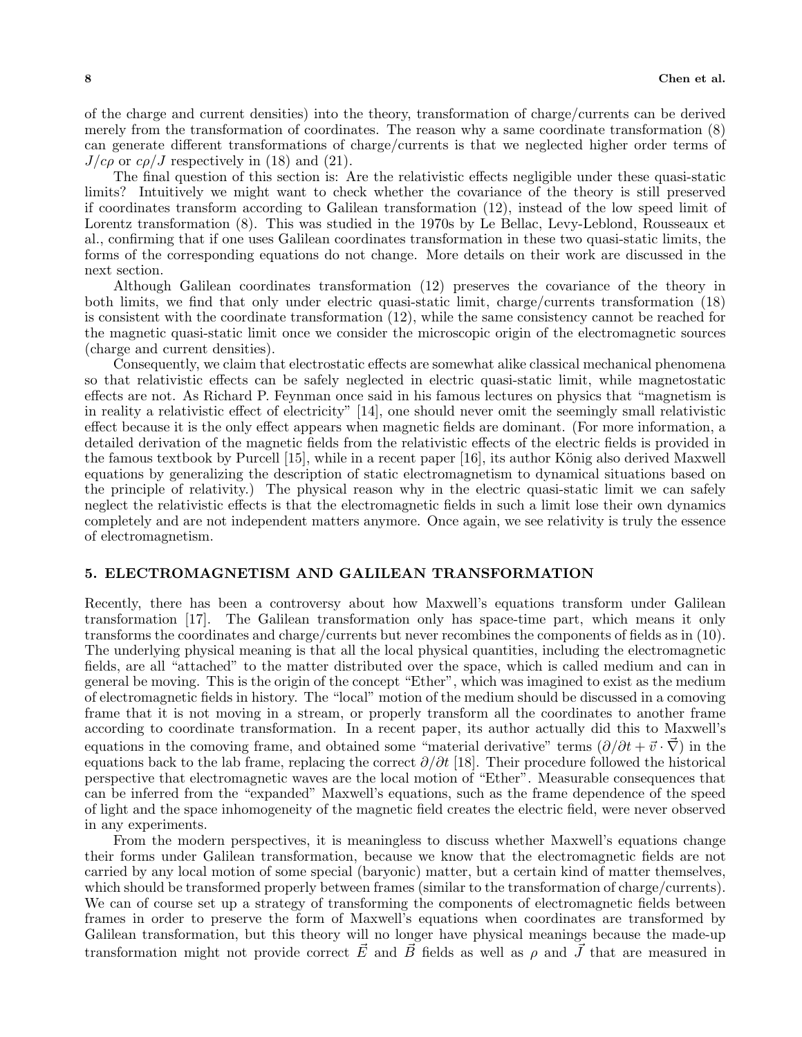of the charge and current densities) into the theory, transformation of charge/currents can be derived merely from the transformation of coordinates. The reason why a same coordinate transformation (8) can generate different transformations of charge/currents is that we neglected higher order terms of $J/c\rho$ or $c\rho/J$ respectively in (18) and (21).

The final question of this section is: Are the relativistic effects negligible under these quasi-static limits? Intuitively we might want to check whether the covariance of the theory is still preserved if coordinates transform according to Galilean transformation (12), instead of the low speed limit of Lorentz transformation (8). This was studied in the 1970s by Le Bellac, Levy-Leblond, Rousseaux et al., confirming that if one uses Galilean coordinates transformation in these two quasi-static limits, the forms of the corresponding equations do not change. More details on their work are discussed in the next section.

Although Galilean coordinates transformation (12) preserves the covariance of the theory in both limits, we find that only under electric quasi-static limit, charge/currents transformation (18) is consistent with the coordinate transformation (12), while the same consistency cannot be reached for the magnetic quasi-static limit once we consider the microscopic origin of the electromagnetic sources (charge and current densities).

Consequently, we claim that electrostatic effects are somewhat alike classical mechanical phenomena so that relativistic effects can be safely neglected in electric quasi-static limit, while magnetostatic effects are not. As Richard P. Feynman once said in his famous lectures on physics that "magnetism is in reality a relativistic effect of electricity" [14], one should never omit the seemingly small relativistic effect because it is the only effect appears when magnetic fields are dominant. (For more information, a detailed derivation of the magnetic fields from the relativistic effects of the electric fields is provided in the famous textbook by Purcell [15], while in a recent paper [16], its author König also derived Maxwell equations by generalizing the description of static electromagnetism to dynamical situations based on the principle of relativity.) The physical reason why in the electric quasi-static limit we can safely neglect the relativistic effects is that the electromagnetic fields in such a limit lose their own dynamics completely and are not independent matters anymore. Once again, we see relativity is truly the essence of electromagnetism.

## 5. ELECTROMAGNETISM AND GALILEAN TRANSFORMATION

Recently, there has been a controversy about how Maxwell's equations transform under Galilean transformation [17]. The Galilean transformation only has space-time part, which means it only transforms the coordinates and charge/currents but never recombines the components of fields as in (10). The underlying physical meaning is that all the local physical quantities, including the electromagnetic fields, are all "attached" to the matter distributed over the space, which is called medium and can in general be moving. This is the origin of the concept "Ether", which was imagined to exist as the medium of electromagnetic fields in history. The "local" motion of the medium should be discussed in a comoving frame that it is not moving in a stream, or properly transform all the coordinates to another frame according to coordinate transformation. In a recent paper, its author actually did this to Maxwell's equations in the comoving frame, and obtained some "material derivative" terms $(\partial/\partial t + \vec{v} \cdot \vec{\nabla})$ in the equations back to the lab frame, replacing the correct $\partial/\partial t$ [18]. Their procedure followed the historical perspective that electromagnetic waves are the local motion of "Ether". Measurable consequences that can be inferred from the "expanded" Maxwell's equations, such as the frame dependence of the speed of light and the space inhomogeneity of the magnetic field creates the electric field, were never observed in any experiments.

From the modern perspectives, it is meaningless to discuss whether Maxwell's equations change their forms under Galilean transformation, because we know that the electromagnetic fields are not carried by any local motion of some special (baryonic) matter, but a certain kind of matter themselves, which should be transformed properly between frames (similar to the transformation of charge/currents). We can of course set up a strategy of transforming the components of electromagnetic fields between frames in order to preserve the form of Maxwell's equations when coordinates are transformed by Galilean transformation, but this theory will no longer have physical meanings because the made-up transformation might not provide correct $\vec{E}$ and $\vec{B}$ fields as well as $\rho$ and $\vec{J}$ that are measured in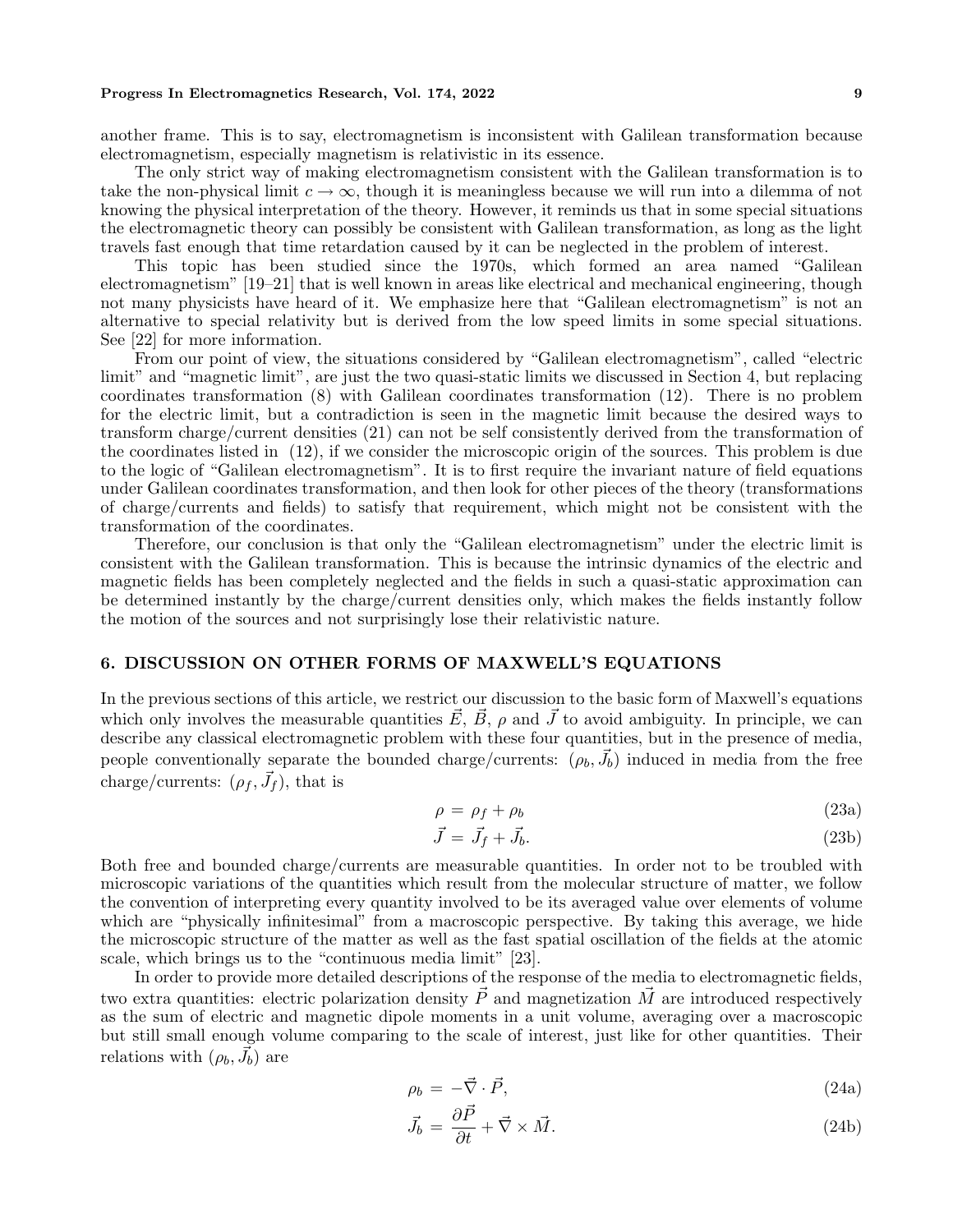another frame. This is to say, electromagnetism is inconsistent with Galilean transformation because electromagnetism, especially magnetism is relativistic in its essence.

The only strict way of making electromagnetism consistent with the Galilean transformation is to take the non-physical limit $c \to \infty$, though it is meaningless because we will run into a dilemma of not knowing the physical interpretation of the theory. However, it reminds us that in some special situations the electromagnetic theory can possibly be consistent with Galilean transformation, as long as the light travels fast enough that time retardation caused by it can be neglected in the problem of interest.

This topic has been studied since the 1970s, which formed an area named "Galilean electromagnetism" [19–21] that is well known in areas like electrical and mechanical engineering, though not many physicists have heard of it. We emphasize here that "Galilean electromagnetism" is not an alternative to special relativity but is derived from the low speed limits in some special situations. See [22] for more information.

From our point of view, the situations considered by "Galilean electromagnetism", called "electric limit" and "magnetic limit", are just the two quasi-static limits we discussed in Section 4, but replacing coordinates transformation (8) with Galilean coordinates transformation (12). There is no problem for the electric limit, but a contradiction is seen in the magnetic limit because the desired ways to transform charge/current densities (21) can not be self consistently derived from the transformation of the coordinates listed in (12), if we consider the microscopic origin of the sources. This problem is due to the logic of "Galilean electromagnetism". It is to first require the invariant nature of field equations under Galilean coordinates transformation, and then look for other pieces of the theory (transformations of charge/currents and fields) to satisfy that requirement, which might not be consistent with the transformation of the coordinates.

Therefore, our conclusion is that only the "Galilean electromagnetism" under the electric limit is consistent with the Galilean transformation. This is because the intrinsic dynamics of the electric and magnetic fields has been completely neglected and the fields in such a quasi-static approximation can be determined instantly by the charge/current densities only, which makes the fields instantly follow the motion of the sources and not surprisingly lose their relativistic nature.

## 6. DISCUSSION ON OTHER FORMS OF MAXWELL'S EQUATIONS

In the previous sections of this article, we restrict our discussion to the basic form of Maxwell's equations which only involves the measurable quantities $\vec{E}$, $\vec{B}$, $\rho$ and $\vec{J}$ to avoid ambiguity. In principle, we can describe any classical electromagnetic problem with these four quantities, but in the presence of media, people conventionally separate the bounded charge/currents: $(\rho_b, \vec{J}_b)$ induced in media from the free charge/currents: $(\rho_f, \vec{J}_f)$, that is

$$\rho = \rho_f + \rho_b \tag{23a}$$

$$\vec{J} = \vec{J}_f + \vec{J}_b. \tag{23b}$$

Both free and bounded charge/currents are measurable quantities. In order not to be troubled with microscopic variations of the quantities which result from the molecular structure of matter, we follow the convention of interpreting every quantity involved to be its averaged value over elements of volume which are "physically infinitesimal" from a macroscopic perspective. By taking this average, we hide the microscopic structure of the matter as well as the fast spatial oscillation of the fields at the atomic scale, which brings us to the "continuous media limit" [23].

In order to provide more detailed descriptions of the response of the media to electromagnetic fields, two extra quantities: electric polarization density $\vec{P}$ and magnetization $\vec{M}$ are introduced respectively as the sum of electric and magnetic dipole moments in a unit volume, averaging over a macroscopic but still small enough volume comparing to the scale of interest, just like for other quantities. Their relations with $(\rho_b, \vec{J}_b)$ are

$$\rho_b = -\vec{\nabla} \cdot \vec{P}, \tag{24a}$$

$$\vec{J}_b = \frac{\partial \vec{P}}{\partial t} + \vec{\nabla} \times \vec{M}. \tag{24b}$$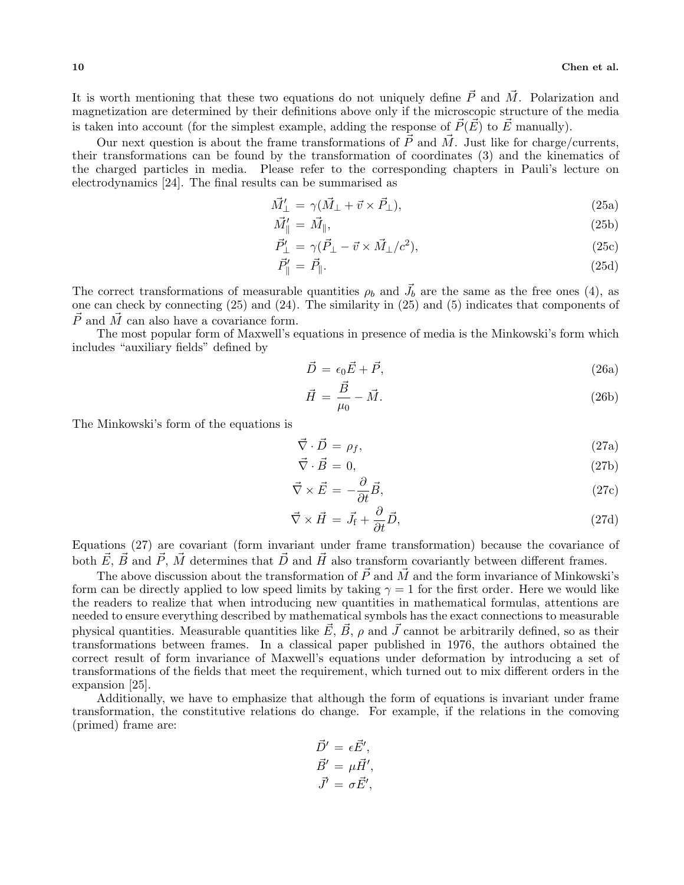It is worth mentioning that these two equations do not uniquely define $\vec{P}$ and $\vec{M}$. Polarization and magnetization are determined by their definitions above only if the microscopic structure of the media is taken into account (for the simplest example, adding the response of $\vec{P}(\vec{E})$ to $\vec{E}$ manually).

Our next question is about the frame transformations of $\vec{P}$ and $\vec{M}$. Just like for charge/currents, their transformations can be found by the transformation of coordinates (3) and the kinematics of the charged particles in media. Please refer to the corresponding chapters in Pauli's lecture on electrodynamics [24]. The final results can be summarised as

$$\vec{M}'_{\perp} = \gamma(\vec{M}_{\perp} + \vec{v} \times \vec{P}_{\perp}), \tag{25a}$$

$$\vec{M}'_{\parallel} = \vec{M}_{\parallel}, \tag{25b}$$

$$\vec{P}'_{\perp} = \gamma(\vec{P}_{\perp} - \vec{v} \times \vec{M}_{\perp}/c^2), \tag{25c}$$

$$\vec{P}'_{\parallel} = \vec{P}_{\parallel}. \tag{25d}$$

The correct transformations of measurable quantities $\rho_b$ and $\vec{J}_b$ are the same as the free ones (4), as one can check by connecting (25) and (24). The similarity in (25) and (5) indicates that components of $\vec{P}$ and $\vec{M}$ can also have a covariance form.

The most popular form of Maxwell's equations in presence of media is the Minkowski's form which includes "auxiliary fields" defined by

$$\vec{D} = \epsilon_0 \vec{E} + \vec{P}, \tag{26a}$$

$$\vec{H} = \frac{\vec{B}}{\mu_0} - \vec{M}. \tag{26b}$$

The Minkowski's form of the equations is

$$\vec{\nabla} \cdot \vec{D} = \rho_f, \tag{27a}$$

$$\vec{\nabla} \cdot \vec{B} = 0, \tag{27b}$$

$$\vec{\nabla} \times \vec{E} = -\frac{\partial}{\partial t}\vec{B}, \tag{27c}$$

$$\vec{\nabla} \times \vec{H} = \vec{J}_{\mathrm{f}} + \frac{\partial}{\partial t}\vec{D}, \tag{27d}$$

Equations (27) are covariant (form invariant under frame transformation) because the covariance of both $\vec{E}$, $\vec{B}$ and $\vec{P}$, $\vec{M}$ determines that $\vec{D}$ and $\vec{H}$ also transform covariantly between different frames.

The above discussion about the transformation of $\vec{P}$ and $\vec{M}$ and the form invariance of Minkowski's form can be directly applied to low speed limits by taking $\gamma = 1$ for the first order. Here we would like the readers to realize that when introducing new quantities in mathematical formulas, attentions are needed to ensure everything described by mathematical symbols has the exact connections to measurable physical quantities. Measurable quantities like $\vec{E}$, $\vec{B}$, $\rho$ and $\vec{J}$ cannot be arbitrarily defined, so as their transformations between frames. In a classical paper published in 1976, the authors obtained the correct result of form invariance of Maxwell's equations under deformation by introducing a set of transformations of the fields that meet the requirement, which turned out to mix different orders in the expansion [25].

Additionally, we have to emphasize that although the form of equations is invariant under frame transformation, the constitutive relations do change. For example, if the relations in the comoving (primed) frame are:

$$\vec{D}' = \epsilon \vec{E}',$$

$$\vec{B}' = \mu \vec{H}',$$

$$\vec{J}' = \sigma \vec{E}',$$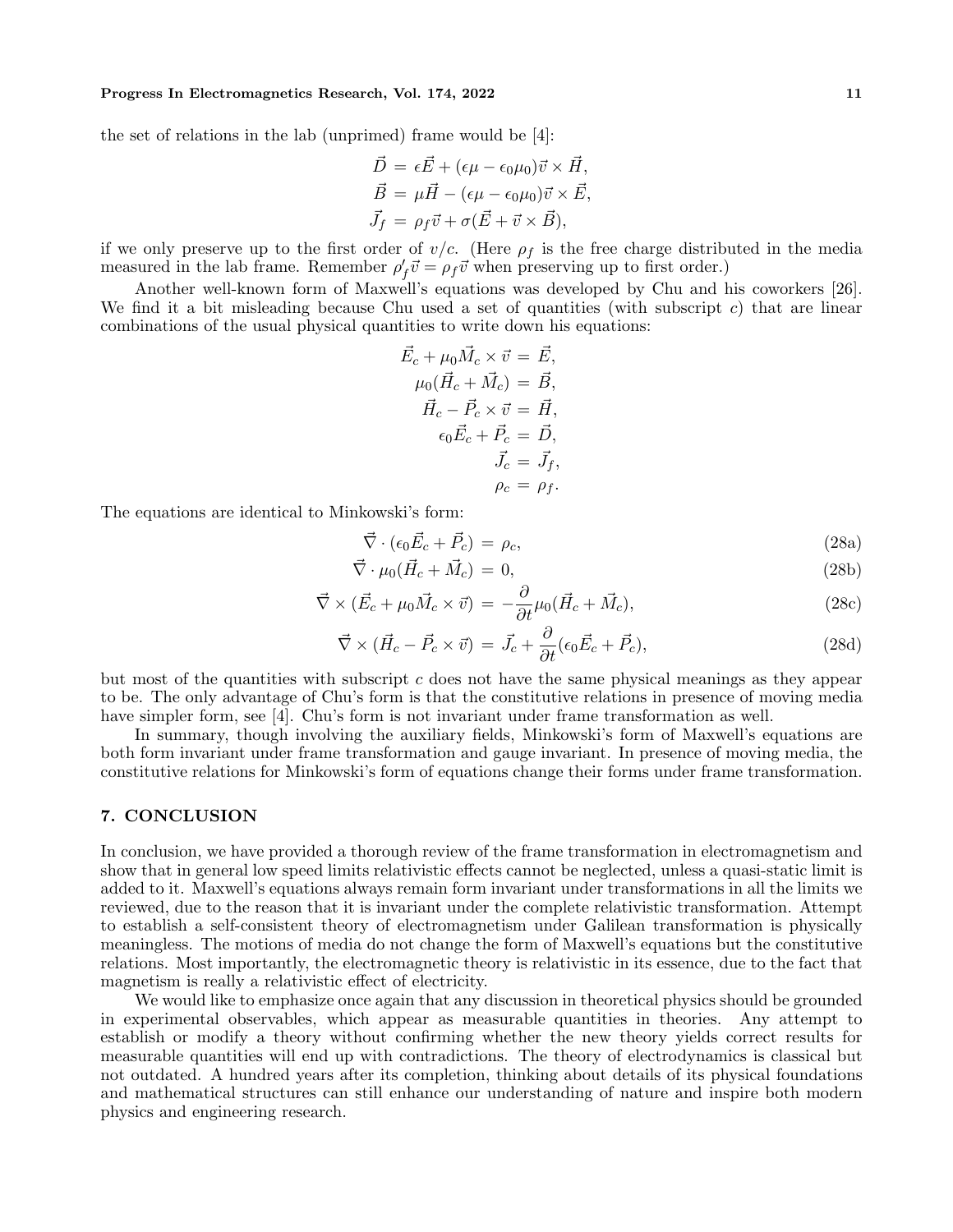the set of relations in the lab (unprimed) frame would be [4]:

$$
\begin{aligned}
\vec{D} &= \epsilon\vec{E} + (\epsilon\mu - \epsilon_0\mu_0)\vec{v}\times\vec{H},\\
\vec{B} &= \mu\vec{H} - (\epsilon\mu - \epsilon_0\mu_0)\vec{v}\times\vec{E},\\
\vec{J}_f &= \rho_f\vec{v} + \sigma(\vec{E} + \vec{v}\times\vec{B}),
\end{aligned}
$$

if we only preserve up to the first order of $v/c$. (Here $\rho_f$ is the free charge distributed in the media measured in the lab frame. Remember $\rho'_f\vec{v} = \rho_f\vec{v}$ when preserving up to first order.)

Another well-known form of Maxwell's equations was developed by Chu and his coworkers [26]. We find it a bit misleading because Chu used a set of quantities (with subscript $c$) that are linear combinations of the usual physical quantities to write down his equations:

$$
\begin{aligned}
\vec{E}_c + \mu_0\vec{M}_c\times\vec{v} &= \vec{E},\\
\mu_0(\vec{H}_c + \vec{M}_c) &= \vec{B},\\
\vec{H}_c - \vec{P}_c\times\vec{v} &= \vec{H},\\
\epsilon_0\vec{E}_c + \vec{P}_c &= \vec{D},\\
\vec{J}_c &= \vec{J}_f,\\
\rho_c &= \rho_f.
\end{aligned}
$$

The equations are identical to Minkowski's form:

$$
\vec{\nabla}\cdot(\epsilon_0\vec{E}_c + \vec{P}_c) = \rho_c, \tag{28a}
$$

$$
\vec{\nabla}\cdot\mu_0(\vec{H}_c + \vec{M}_c) = 0, \tag{28b}
$$

$$
\vec{\nabla}\times(\vec{E}_c + \mu_0\vec{M}_c\times\vec{v}) = -\frac{\partial}{\partial t}\mu_0(\vec{H}_c + \vec{M}_c), \tag{28c}
$$

$$
\vec{\nabla}\times(\vec{H}_c - \vec{P}_c\times\vec{v}) = \vec{J}_c + \frac{\partial}{\partial t}(\epsilon_0\vec{E}_c + \vec{P}_c), \tag{28d}
$$

but most of the quantities with subscript $c$ does not have the same physical meanings as they appear to be. The only advantage of Chu's form is that the constitutive relations in presence of moving media have simpler form, see [4]. Chu's form is not invariant under frame transformation as well.

In summary, though involving the auxiliary fields, Minkowski's form of Maxwell's equations are both form invariant under frame transformation and gauge invariant. In presence of moving media, the constitutive relations for Minkowski's form of equations change their forms under frame transformation.

## 7. CONCLUSION

In conclusion, we have provided a thorough review of the frame transformation in electromagnetism and show that in general low speed limits relativistic effects cannot be neglected, unless a quasi-static limit is added to it. Maxwell's equations always remain form invariant under transformations in all the limits we reviewed, due to the reason that it is invariant under the complete relativistic transformation. Attempt to establish a self-consistent theory of electromagnetism under Galilean transformation is physically meaningless. The motions of media do not change the form of Maxwell's equations but the constitutive relations. Most importantly, the electromagnetic theory is relativistic in its essence, due to the fact that magnetism is really a relativistic effect of electricity.

We would like to emphasize once again that any discussion in theoretical physics should be grounded in experimental observables, which appear as measurable quantities in theories. Any attempt to establish or modify a theory without confirming whether the new theory yields correct results for measurable quantities will end up with contradictions. The theory of electrodynamics is classical but not outdated. A hundred years after its completion, thinking about details of its physical foundations and mathematical structures can still enhance our understanding of nature and inspire both modern physics and engineering research.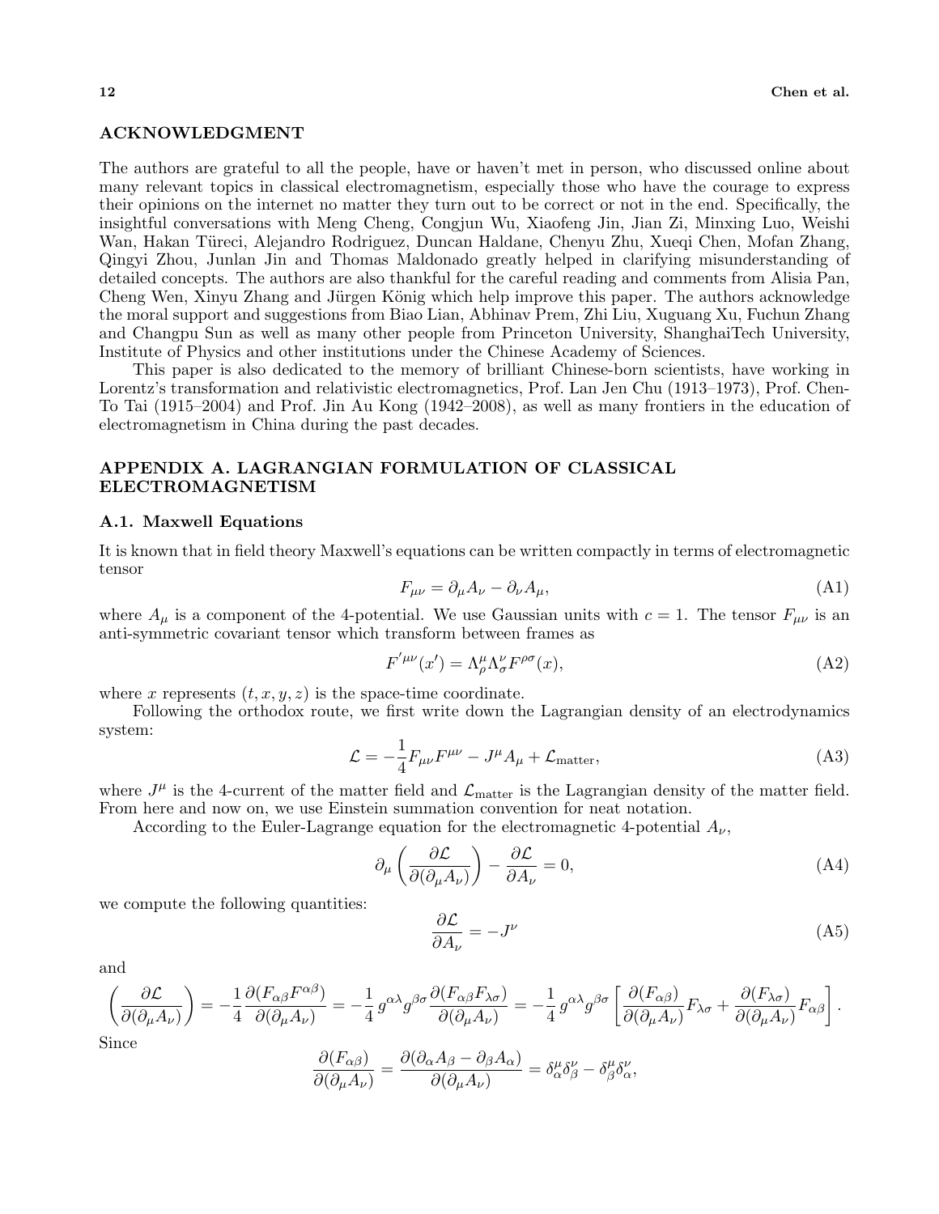## ACKNOWLEDGMENT

The authors are grateful to all the people, have or haven't met in person, who discussed online about many relevant topics in classical electromagnetism, especially those who have the courage to express their opinions on the internet no matter they turn out to be correct or not in the end. Specifically, the insightful conversations with Meng Cheng, Congjun Wu, Xiaofeng Jin, Jian Zi, Minxing Luo, Weishi Wan, Hakan Türeci, Alejandro Rodriguez, Duncan Haldane, Chenyu Zhu, Xueqi Chen, Mofan Zhang, Qingyi Zhou, Junlan Jin and Thomas Maldonado greatly helped in clarifying misunderstanding of detailed concepts. The authors are also thankful for the careful reading and comments from Alisia Pan, Cheng Wen, Xinyu Zhang and Jürgen König which help improve this paper. The authors acknowledge the moral support and suggestions from Biao Lian, Abhinav Prem, Zhi Liu, Xuguang Xu, Fuchun Zhang and Changpu Sun as well as many other people from Princeton University, ShanghaiTech University, Institute of Physics and other institutions under the Chinese Academy of Sciences.

This paper is also dedicated to the memory of brilliant Chinese-born scientists, have working in Lorentz's transformation and relativistic electromagnetics, Prof. Lan Jen Chu (1913–1973), Prof. Chen-To Tai (1915–2004) and Prof. Jin Au Kong (1942–2008), as well as many frontiers in the education of electromagnetism in China during the past decades.

## APPENDIX A. LAGRANGIAN FORMULATION OF CLASSICAL ELECTROMAGNETISM

### A.1. Maxwell Equations

It is known that in field theory Maxwell's equations can be written compactly in terms of electromagnetic tensor

$$F_{\mu\nu} = \partial_\mu A_\nu - \partial_\nu A_\mu, \tag{A1}$$

where $A_\mu$ is a component of the 4-potential. We use Gaussian units with $c = 1$. The tensor $F_{\mu\nu}$ is an anti-symmetric covariant tensor which transform between frames as

$$F'^{\mu\nu}(x') = \Lambda^\mu_\rho \Lambda^\nu_\sigma F^{\rho\sigma}(x), \tag{A2}$$

where $x$ represents $(t, x, y, z)$ is the space-time coordinate.

Following the orthodox route, we first write down the Lagrangian density of an electrodynamics system:

$$\mathcal{L} = -\frac{1}{4}F_{\mu\nu}F^{\mu\nu} - J^\mu A_\mu + \mathcal{L}_{\text{matter}}, \tag{A3}$$

where $J^\mu$ is the 4-current of the matter field and $\mathcal{L}_{\text{matter}}$ is the Lagrangian density of the matter field. From here and now on, we use Einstein summation convention for neat notation.

According to the Euler-Lagrange equation for the electromagnetic 4-potential $A_\nu$,

$$\partial_\mu \left( \frac{\partial \mathcal{L}}{\partial(\partial_\mu A_\nu)} \right) - \frac{\partial \mathcal{L}}{\partial A_\nu} = 0, \tag{A4}$$

we compute the following quantities:

$$\frac{\partial \mathcal{L}}{\partial A_\nu} = -J^\nu \tag{A5}$$

and

$$\left( \frac{\partial \mathcal{L}}{\partial(\partial_\mu A_\nu)} \right) = -\frac{1}{4}\frac{\partial(F_{\alpha\beta}F^{\alpha\beta})}{\partial(\partial_\mu A_\nu)} = -\frac{1}{4}\,g^{\alpha\lambda}g^{\beta\sigma}\frac{\partial(F_{\alpha\beta}F_{\lambda\sigma})}{\partial(\partial_\mu A_\nu)} = -\frac{1}{4}\,g^{\alpha\lambda}g^{\beta\sigma}\left[\frac{\partial(F_{\alpha\beta})}{\partial(\partial_\mu A_\nu)}F_{\lambda\sigma} + \frac{\partial(F_{\lambda\sigma})}{\partial(\partial_\mu A_\nu)}F_{\alpha\beta}\right].$$

Since

$$\frac{\partial(F_{\alpha\beta})}{\partial(\partial_\mu A_\nu)} = \frac{\partial(\partial_\alpha A_\beta - \partial_\beta A_\alpha)}{\partial(\partial_\mu A_\nu)} = \delta^\mu_\alpha \delta^\nu_\beta - \delta^\mu_\beta \delta^\nu_\alpha,$$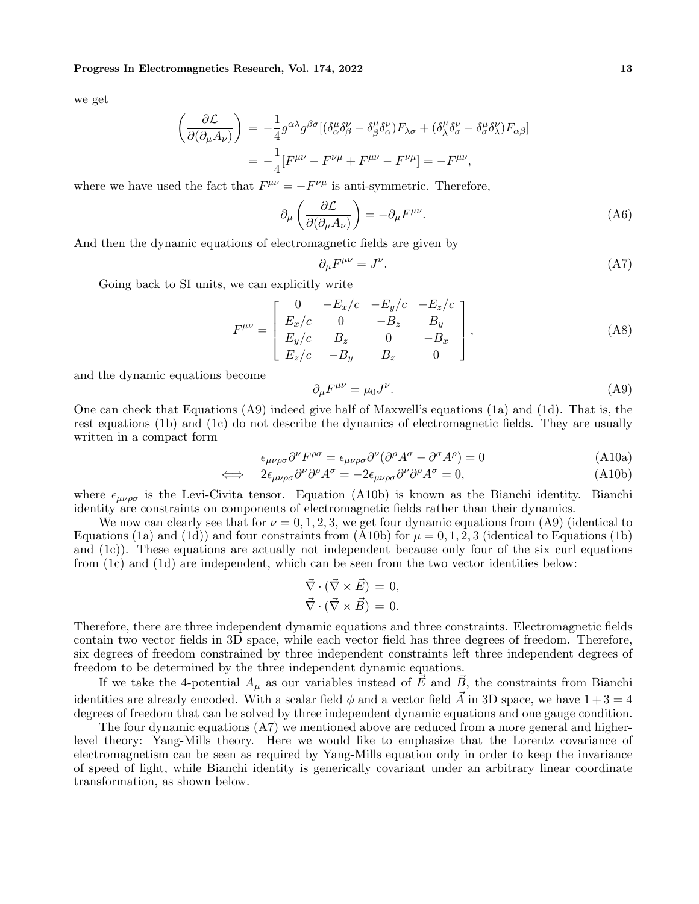we get

$$\left(\frac{\partial \mathcal{L}}{\partial(\partial_\mu A_\nu)}\right) = -\frac{1}{4} g^{\alpha\lambda} g^{\beta\sigma} [(\delta^\mu_\alpha \delta^\nu_\beta - \delta^\mu_\beta \delta^\nu_\alpha) F_{\lambda\sigma} + (\delta^\mu_\lambda \delta^\nu_\sigma - \delta^\mu_\sigma \delta^\nu_\lambda) F_{\alpha\beta}]$$
$$= -\frac{1}{4}[F^{\mu\nu} - F^{\nu\mu} + F^{\mu\nu} - F^{\nu\mu}] = -F^{\mu\nu},$$

where we have used the fact that $F^{\mu\nu} = -F^{\nu\mu}$ is anti-symmetric. Therefore,

$$\partial_\mu \left(\frac{\partial \mathcal{L}}{\partial(\partial_\mu A_\nu)}\right) = -\partial_\mu F^{\mu\nu}. \tag{A6}$$

And then the dynamic equations of electromagnetic fields are given by

$$\partial_\mu F^{\mu\nu} = J^\nu. \tag{A7}$$

Going back to SI units, we can explicitly write

$$F^{\mu\nu} = \begin{bmatrix} 0 & -E_x/c & -E_y/c & -E_z/c \\ E_x/c & 0 & -B_z & B_y \\ E_y/c & B_z & 0 & -B_x \\ E_z/c & -B_y & B_x & 0 \end{bmatrix}, \tag{A8}$$

and the dynamic equations become

$$\partial_\mu F^{\mu\nu} = \mu_0 J^\nu. \tag{A9}$$

One can check that Equations (A9) indeed give half of Maxwell's equations (1a) and (1d). That is, the rest equations (1b) and (1c) do not describe the dynamics of electromagnetic fields. They are usually written in a compact form

$$\epsilon_{\mu\nu\rho\sigma} \partial^\nu F^{\rho\sigma} = \epsilon_{\mu\nu\rho\sigma} \partial^\nu (\partial^\rho A^\sigma - \partial^\sigma A^\rho) = 0 \tag{A10a}$$

$$\iff \quad 2\epsilon_{\mu\nu\rho\sigma} \partial^\nu \partial^\rho A^\sigma = -2\epsilon_{\mu\nu\rho\sigma} \partial^\nu \partial^\rho A^\sigma = 0, \tag{A10b}$$

where $\epsilon_{\mu\nu\rho\sigma}$ is the Levi-Civita tensor. Equation (A10b) is known as the Bianchi identity. Bianchi identity are constraints on components of electromagnetic fields rather than their dynamics.

We now can clearly see that for $\nu = 0, 1, 2, 3$, we get four dynamic equations from (A9) (identical to Equations (1a) and (1d)) and four constraints from (A10b) for $\mu = 0, 1, 2, 3$ (identical to Equations (1b) and (1c)). These equations are actually not independent because only four of the six curl equations from (1c) and (1d) are independent, which can be seen from the two vector identities below:

$$\vec{\nabla} \cdot (\vec{\nabla} \times \vec{E}) = 0,$$
$$\vec{\nabla} \cdot (\vec{\nabla} \times \vec{B}) = 0.$$

Therefore, there are three independent dynamic equations and three constraints. Electromagnetic fields contain two vector fields in 3D space, while each vector field has three degrees of freedom. Therefore, six degrees of freedom constrained by three independent constraints left three independent degrees of freedom to be determined by the three independent dynamic equations.

If we take the 4-potential $A_\mu$ as our variables instead of $\vec{E}$ and $\vec{B}$, the constraints from Bianchi identities are already encoded. With a scalar field $\phi$ and a vector field $\vec{A}$ in 3D space, we have $1+3=4$ degrees of freedom that can be solved by three independent dynamic equations and one gauge condition.

The four dynamic equations (A7) we mentioned above are reduced from a more general and higher-level theory: Yang-Mills theory. Here we would like to emphasize that the Lorentz covariance of electromagnetism can be seen as required by Yang-Mills equation only in order to keep the invariance of speed of light, while Bianchi identity is generically covariant under an arbitrary linear coordinate transformation, as shown below.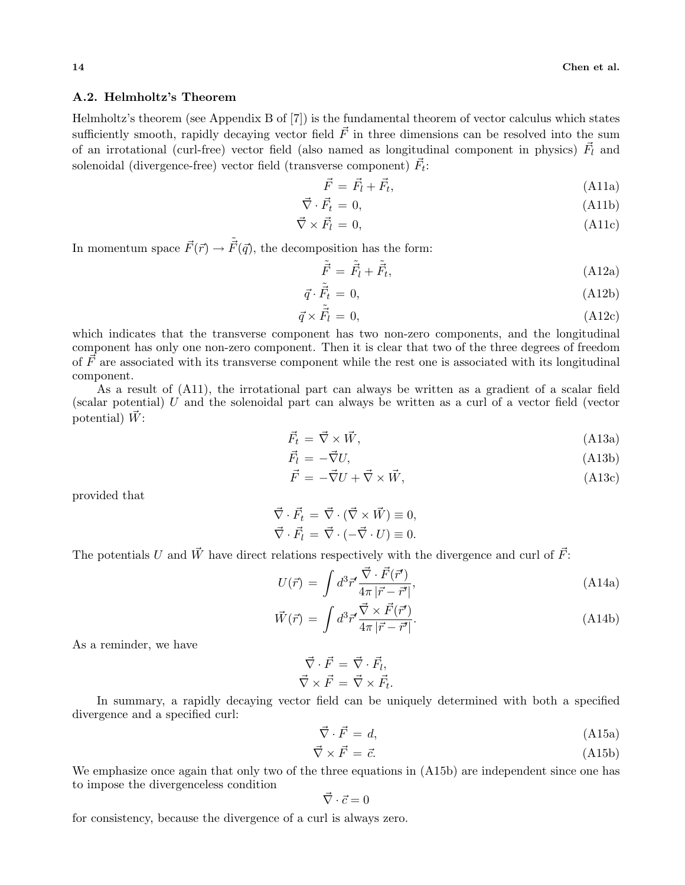### A.2. Helmholtz's Theorem

Helmholtz's theorem (see Appendix B of [7]) is the fundamental theorem of vector calculus which states sufficiently smooth, rapidly decaying vector field $\vec{F}$ in three dimensions can be resolved into the sum of an irrotational (curl-free) vector field (also named as longitudinal component in physics) $\vec{F}_l$ and solenoidal (divergence-free) vector field (transverse component) $\vec{F}_t$:

$$\vec{F} = \vec{F}_l + \vec{F}_t, \tag{A11a}$$

$$\vec{\nabla} \cdot \vec{F}_t = 0, \tag{A11b}$$

$$\vec{\nabla} \times \vec{F}_l = 0, \tag{A11c}$$

In momentum space $\vec{F}(\vec{r}) \to \tilde{\vec{F}}(\vec{q})$, the decomposition has the form:

$$\tilde{\vec{F}} = \tilde{\vec{F}}_l + \tilde{\vec{F}}_t, \tag{A12a}$$

$$\vec{q} \cdot \tilde{\vec{F}}_t = 0, \tag{A12b}$$

$$\vec{q} \times \tilde{\vec{F}}_l = 0, \tag{A12c}$$

which indicates that the transverse component has two non-zero components, and the longitudinal component has only one non-zero component. Then it is clear that two of the three degrees of freedom of $\vec{F}$ are associated with its transverse component while the rest one is associated with its longitudinal component.

As a result of (A11), the irrotational part can always be written as a gradient of a scalar field (scalar potential) $U$ and the solenoidal part can always be written as a curl of a vector field (vector potential) $\vec{W}$:

$$\vec{F}_t = \vec{\nabla} \times \vec{W}, \tag{A13a}$$

$$\vec{F}_l = -\vec{\nabla} U, \tag{A13b}$$

$$\vec{F} = -\vec{\nabla} U + \vec{\nabla} \times \vec{W}, \tag{A13c}$$

provided that

$$\vec{\nabla} \cdot \vec{F}_t = \vec{\nabla} \cdot (\vec{\nabla} \times \vec{W}) \equiv 0,$$
$$\vec{\nabla} \cdot \vec{F}_l = \vec{\nabla} \cdot (-\vec{\nabla} \cdot U) \equiv 0.$$

The potentials $U$ and $\vec{W}$ have direct relations respectively with the divergence and curl of $\vec{F}$:

$$U(\vec{r}) = \int d^3\vec{r}' \frac{\vec{\nabla} \cdot \vec{F}(\vec{r}')}{4\pi |\vec{r} - \vec{r}'|}, \tag{A14a}$$

$$\vec{W}(\vec{r}) = \int d^3\vec{r}' \frac{\vec{\nabla} \times \vec{F}(\vec{r}')}{4\pi |\vec{r} - \vec{r}'|}. \tag{A14b}$$

As a reminder, we have

$$\vec{\nabla} \cdot \vec{F} = \vec{\nabla} \cdot \vec{F}_l,$$
$$\vec{\nabla} \times \vec{F} = \vec{\nabla} \times \vec{F}_t.$$

In summary, a rapidly decaying vector field can be uniquely determined with both a specified divergence and a specified curl:

$$\vec{\nabla} \cdot \vec{F} = d, \tag{A15a}$$

$$\vec{\nabla} \times \vec{F} = \vec{c}. \tag{A15b}$$

We emphasize once again that only two of the three equations in (A15b) are independent since one has to impose the divergenceless condition

$$\vec{\nabla} \cdot \vec{c} = 0$$

for consistency, because the divergence of a curl is always zero.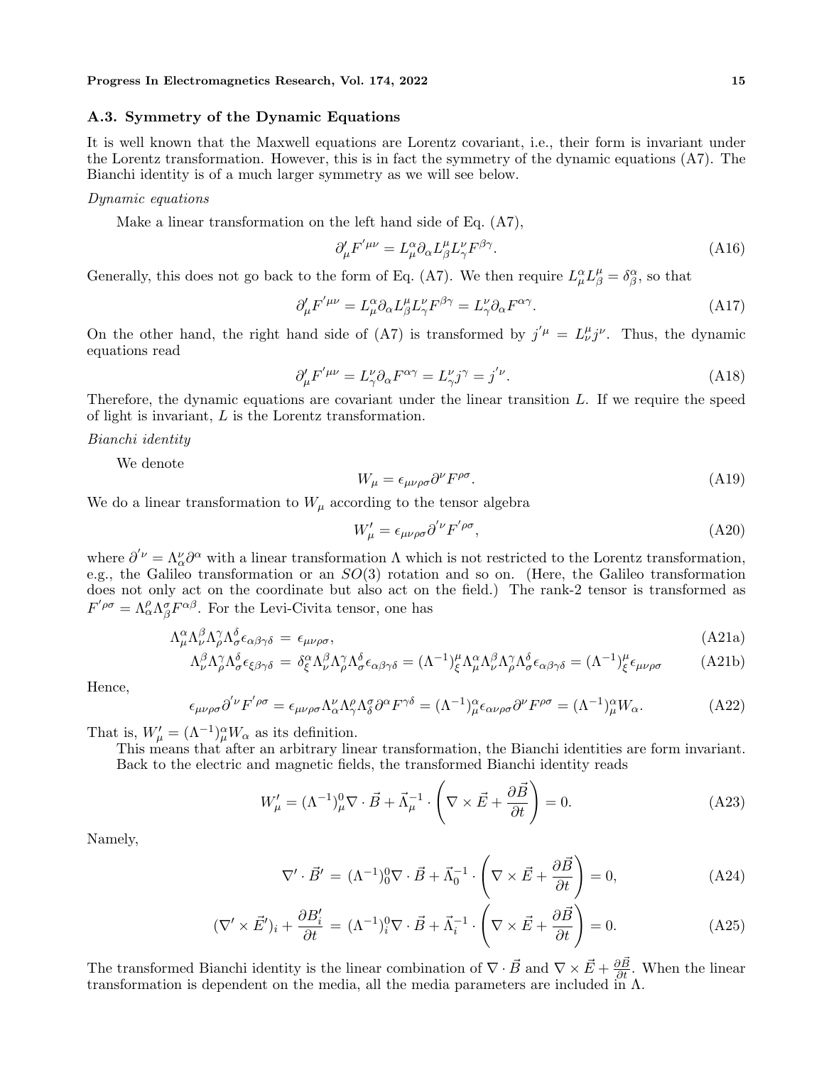### A.3. Symmetry of the Dynamic Equations

It is well known that the Maxwell equations are Lorentz covariant, i.e., their form is invariant under the Lorentz transformation. However, this is in fact the symmetry of the dynamic equations (A7). The Bianchi identity is of a much larger symmetry as we will see below.

*Dynamic equations*

Make a linear transformation on the left hand side of Eq. (A7),

$$\partial'_\mu F'^{\mu\nu} = L^\alpha_\mu \partial_\alpha L^\mu_\beta L^\nu_\gamma F^{\beta\gamma}. \tag{A16}$$

Generally, this does not go back to the form of Eq. (A7). We then require $L^\alpha_\mu L^\mu_\beta = \delta^\alpha_\beta$, so that

$$\partial'_\mu F'^{\mu\nu} = L^\alpha_\mu \partial_\alpha L^\mu_\beta L^\nu_\gamma F^{\beta\gamma} = L^\nu_\gamma \partial_\alpha F^{\alpha\gamma}. \tag{A17}$$

On the other hand, the right hand side of (A7) is transformed by $j'^\mu = L^\mu_\nu j^\nu$. Thus, the dynamic equations read

$$\partial'_\mu F'^{\mu\nu} = L^\nu_\gamma \partial_\alpha F^{\alpha\gamma} = L^\nu_\gamma j^\gamma = j'^\nu. \tag{A18}$$

Therefore, the dynamic equations are covariant under the linear transition $L$. If we require the speed of light is invariant, $L$ is the Lorentz transformation.

*Bianchi identity*

We denote

$$W_\mu = \epsilon_{\mu\nu\rho\sigma} \partial^\nu F^{\rho\sigma}. \tag{A19}$$

We do a linear transformation to $W_\mu$ according to the tensor algebra

$$W'_\mu = \epsilon_{\mu\nu\rho\sigma} \partial'^\nu F'^{\rho\sigma}, \tag{A20}$$

where $\partial'^\nu = \Lambda^\nu_\alpha \partial^\alpha$ with a linear transformation $\Lambda$ which is not restricted to the Lorentz transformation, e.g., the Galileo transformation or an $SO(3)$ rotation and so on. (Here, the Galileo transformation does not only act on the coordinate but also act on the field.) The rank-2 tensor is transformed as $F'^{\rho\sigma} = \Lambda^\rho_\alpha \Lambda^\sigma_\beta F^{\alpha\beta}$. For the Levi-Civita tensor, one has

$$\Lambda^\alpha_\mu \Lambda^\beta_\nu \Lambda^\gamma_\rho \Lambda^\delta_\sigma \epsilon_{\alpha\beta\gamma\delta} = \epsilon_{\mu\nu\rho\sigma}, \tag{A21a}$$

$$\Lambda^\beta_\nu \Lambda^\gamma_\rho \Lambda^\delta_\sigma \epsilon_{\xi\beta\gamma\delta} = \delta^\alpha_\xi \Lambda^\beta_\nu \Lambda^\gamma_\rho \Lambda^\delta_\sigma \epsilon_{\alpha\beta\gamma\delta} = (\Lambda^{-1})^\mu_\xi \Lambda^\alpha_\mu \Lambda^\beta_\nu \Lambda^\gamma_\rho \Lambda^\delta_\sigma \epsilon_{\alpha\beta\gamma\delta} = (\Lambda^{-1})^\mu_\xi \epsilon_{\mu\nu\rho\sigma} \tag{A21b}$$

Hence,

$$\epsilon_{\mu\nu\rho\sigma} \partial'^\nu F'^{\rho\sigma} = \epsilon_{\mu\nu\rho\sigma} \Lambda^\nu_\alpha \Lambda^\rho_\gamma \Lambda^\sigma_\delta \partial^\alpha F^{\gamma\delta} = (\Lambda^{-1})^\alpha_\mu \epsilon_{\alpha\nu\rho\sigma} \partial^\nu F^{\rho\sigma} = (\Lambda^{-1})^\alpha_\mu W_\alpha. \tag{A22}$$

That is, $W'_\mu = (\Lambda^{-1})^\alpha_\mu W_\alpha$ as its definition.

This means that after an arbitrary linear transformation, the Bianchi identities are form invariant. Back to the electric and magnetic fields, the transformed Bianchi identity reads

$$W'_\mu = (\Lambda^{-1})^0_\mu \nabla \cdot \vec{B} + \vec{\Lambda}^{-1}_\mu \cdot \left( \nabla \times \vec{E} + \frac{\partial \vec{B}}{\partial t} \right) = 0. \tag{A23}$$

Namely,

$$\nabla' \cdot \vec{B}' = (\Lambda^{-1})^0_0 \nabla \cdot \vec{B} + \vec{\Lambda}^{-1}_0 \cdot \left( \nabla \times \vec{E} + \frac{\partial \vec{B}}{\partial t} \right) = 0, \tag{A24}$$

$$(\nabla' \times \vec{E}')_i + \frac{\partial B'_i}{\partial t} = (\Lambda^{-1})^0_i \nabla \cdot \vec{B} + \vec{\Lambda}^{-1}_i \cdot \left( \nabla \times \vec{E} + \frac{\partial \vec{B}}{\partial t} \right) = 0. \tag{A25}$$

The transformed Bianchi identity is the linear combination of $\nabla \cdot \vec{B}$ and $\nabla \times \vec{E} + \frac{\partial \vec{B}}{\partial t}$. When the linear transformation is dependent on the media, all the media parameters are included in $\Lambda$.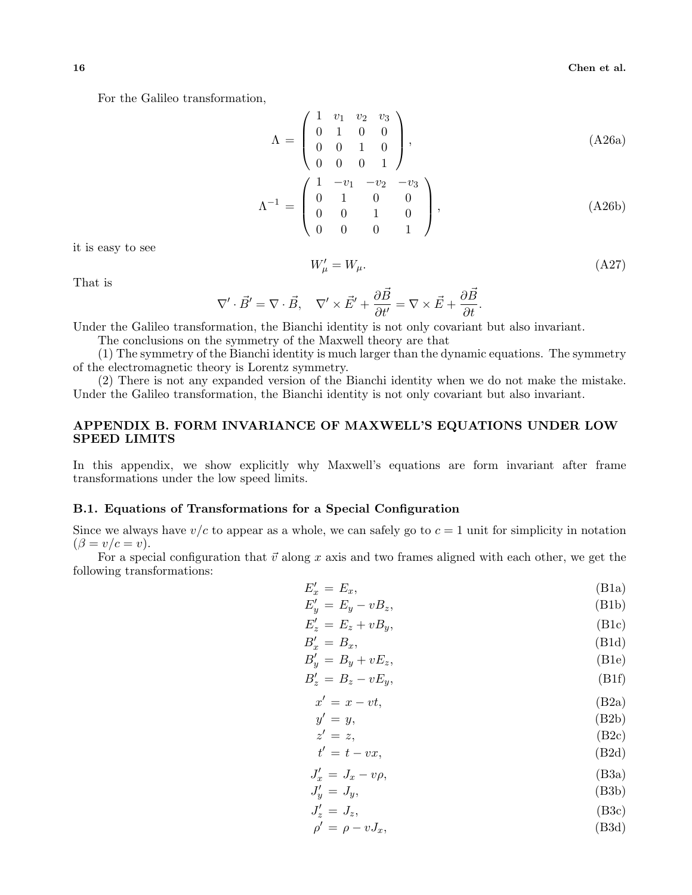For the Galileo transformation,

$$
\Lambda = \begin{pmatrix} 1 & v_1 & v_2 & v_3 \\ 0 & 1 & 0 & 0 \\ 0 & 0 & 1 & 0 \\ 0 & 0 & 0 & 1 \end{pmatrix}, \tag{A26a}
$$

$$
\Lambda^{-1} = \begin{pmatrix} 1 & -v_1 & -v_2 & -v_3 \\ 0 & 1 & 0 & 0 \\ 0 & 0 & 1 & 0 \\ 0 & 0 & 0 & 1 \end{pmatrix}, \tag{A26b}
$$

it is easy to see

$$
W'_\mu = W_\mu. \tag{A27}
$$

That is

$$
\nabla' \cdot \vec{B}' = \nabla \cdot \vec{B}, \quad \nabla' \times \vec{E}' + \frac{\partial \vec{B}}{\partial t'} = \nabla \times \vec{E} + \frac{\partial \vec{B}}{\partial t}.
$$

Under the Galileo transformation, the Bianchi identity is not only covariant but also invariant.

The conclusions on the symmetry of the Maxwell theory are that

(1) The symmetry of the Bianchi identity is much larger than the dynamic equations. The symmetry of the electromagnetic theory is Lorentz symmetry.

(2) There is not any expanded version of the Bianchi identity when we do not make the mistake. Under the Galileo transformation, the Bianchi identity is not only covariant but also invariant.

## APPENDIX B. FORM INVARIANCE OF MAXWELL'S EQUATIONS UNDER LOW SPEED LIMITS

In this appendix, we show explicitly why Maxwell's equations are form invariant after frame transformations under the low speed limits.

### B.1. Equations of Transformations for a Special Configuration

Since we always have $v/c$ to appear as a whole, we can safely go to $c = 1$ unit for simplicity in notation ($\beta = v/c = v$).

For a special configuration that $\vec{v}$ along $x$ axis and two frames aligned with each other, we get the following transformations:

$$
E'_x = E_x, \tag{B1a}
$$

$$
E'_y = E_y - vB_z, \tag{B1b}
$$

$$
E'_z = E_z + vB_y, \tag{B1c}
$$

$$
B'_x = B_x, \tag{B1d}
$$

$$
B'_y = B_y + vE_z, \tag{B1e}
$$

$$
B'_z = B_z - vE_y, \tag{B1f}
$$

$$
x' = x - vt, \tag{B2a}
$$

$$
y' = y, \tag{B2b}
$$

$$
z' = z, \tag{B2c}
$$

$$
t' = t - vx, \tag{B2d}
$$

$$
J'_x = J_x - v\rho, \tag{B3a}
$$

$$
J'_y = J_y, \tag{B3b}
$$

$$
J'_z = J_z, \tag{B3c}
$$

$$
\rho' = \rho - vJ_x, \tag{B3d}
$$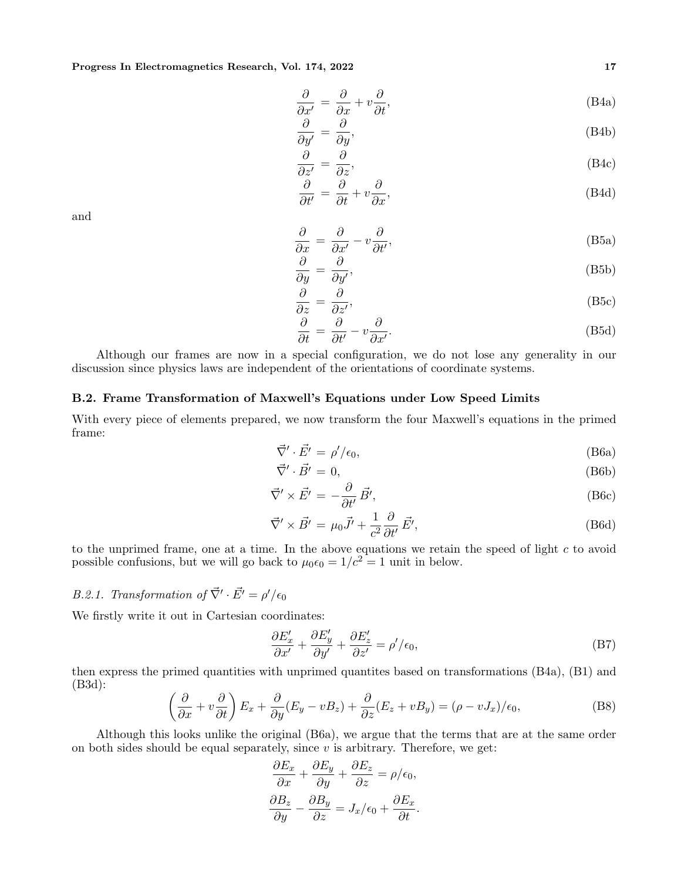$$\frac{\partial}{\partial x'} = \frac{\partial}{\partial x} + v\frac{\partial}{\partial t}, \tag{B4a}$$

$$\frac{\partial}{\partial y'} = \frac{\partial}{\partial y}, \tag{B4b}$$

$$\frac{\partial}{\partial z'} = \frac{\partial}{\partial z}, \tag{B4c}$$

$$\frac{\partial}{\partial t'} = \frac{\partial}{\partial t} + v\frac{\partial}{\partial x}, \tag{B4d}$$

and

$$\frac{\partial}{\partial x} = \frac{\partial}{\partial x'} - v\frac{\partial}{\partial t'}, \tag{B5a}$$

$$\frac{\partial}{\partial y} = \frac{\partial}{\partial y'}, \tag{B5b}$$

$$\frac{\partial}{\partial z} = \frac{\partial}{\partial z'}, \tag{B5c}$$

$$\frac{\partial}{\partial t} = \frac{\partial}{\partial t'} - v\frac{\partial}{\partial x'}. \tag{B5d}$$

Although our frames are now in a special configuration, we do not lose any generality in our discussion since physics laws are independent of the orientations of coordinate systems.

### B.2. Frame Transformation of Maxwell's Equations under Low Speed Limits

With every piece of elements prepared, we now transform the four Maxwell's equations in the primed frame:

$$\vec{\nabla}' \cdot \vec{E}' = \rho'/\epsilon_0, \tag{B6a}$$

$$\vec{\nabla}' \cdot \vec{B}' = 0, \tag{B6b}$$

$$\vec{\nabla}' \times \vec{E}' = -\frac{\partial}{\partial t'}\vec{B}', \tag{B6c}$$

$$\vec{\nabla}' \times \vec{B}' = \mu_0 \vec{J}' + \frac{1}{c^2}\frac{\partial}{\partial t'}\vec{E}', \tag{B6d}$$

to the unprimed frame, one at a time. In the above equations we retain the speed of light $c$ to avoid possible confusions, but we will go back to $\mu_0\epsilon_0 = 1/c^2 = 1$ unit in below.

#### *B.2.1. Transformation of $\vec{\nabla}' \cdot \vec{E}' = \rho'/\epsilon_0$*

We firstly write it out in Cartesian coordinates:

$$\frac{\partial E'_x}{\partial x'} + \frac{\partial E'_y}{\partial y'} + \frac{\partial E'_z}{\partial z'} = \rho'/\epsilon_0, \tag{B7}$$

then express the primed quantities with unprimed quantites based on transformations (B4a), (B1) and (B3d):

$$\left(\frac{\partial}{\partial x} + v\frac{\partial}{\partial t}\right)E_x + \frac{\partial}{\partial y}(E_y - vB_z) + \frac{\partial}{\partial z}(E_z + vB_y) = (\rho - vJ_x)/\epsilon_0, \tag{B8}$$

Although this looks unlike the original (B6a), we argue that the terms that are at the same order on both sides should be equal separately, since $v$ is arbitrary. Therefore, we get:

$$\frac{\partial E_x}{\partial x} + \frac{\partial E_y}{\partial y} + \frac{\partial E_z}{\partial z} = \rho/\epsilon_0,$$

$$\frac{\partial B_z}{\partial y} - \frac{\partial B_y}{\partial z} = J_x/\epsilon_0 + \frac{\partial E_x}{\partial t}.$$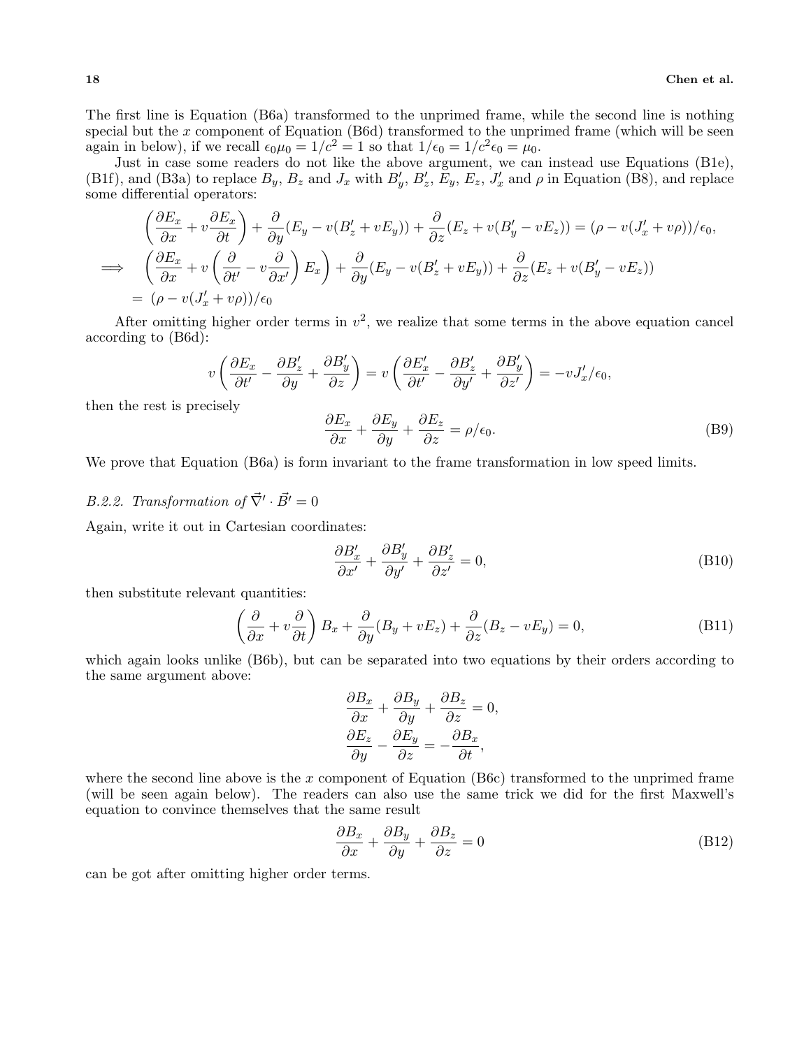The first line is Equation (B6a) transformed to the unprimed frame, while the second line is nothing special but the $x$ component of Equation (B6d) transformed to the unprimed frame (which will be seen again in below), if we recall $\epsilon_0\mu_0 = 1/c^2 = 1$ so that $1/\epsilon_0 = 1/c^2\epsilon_0 = \mu_0$.

Just in case some readers do not like the above argument, we can instead use Equations (B1e), (B1f), and (B3a) to replace $B_y$, $B_z$ and $J_x$ with $B'_y$, $B'_z$, $E_y$, $E_z$, $J'_x$ and $\rho$ in Equation (B8), and replace some differential operators:

$$
\begin{aligned}
&\left(\frac{\partial E_x}{\partial x} + v\frac{\partial E_x}{\partial t}\right) + \frac{\partial}{\partial y}(E_y - v(B'_z + vE_y)) + \frac{\partial}{\partial z}(E_z + v(B'_y - vE_z)) = (\rho - v(J'_x + v\rho))/\epsilon_0, \\
\implies \quad &\left(\frac{\partial E_x}{\partial x} + v\left(\frac{\partial}{\partial t'} - v\frac{\partial}{\partial x'}\right)E_x\right) + \frac{\partial}{\partial y}(E_y - v(B'_z + vE_y)) + \frac{\partial}{\partial z}(E_z + v(B'_y - vE_z)) \\
&= (\rho - v(J'_x + v\rho))/\epsilon_0
\end{aligned}
$$

After omitting higher order terms in $v^2$, we realize that some terms in the above equation cancel according to (B6d):

$$
v\left(\frac{\partial E_x}{\partial t'} - \frac{\partial B'_z}{\partial y} + \frac{\partial B'_y}{\partial z}\right) = v\left(\frac{\partial E'_x}{\partial t'} - \frac{\partial B'_z}{\partial y'} + \frac{\partial B'_y}{\partial z'}\right) = -vJ'_x/\epsilon_0,
$$

then the rest is precisely

$$
\frac{\partial E_x}{\partial x} + \frac{\partial E_y}{\partial y} + \frac{\partial E_z}{\partial z} = \rho/\epsilon_0. \tag{B9}
$$

We prove that Equation (B6a) is form invariant to the frame transformation in low speed limits.

### *B.2.2. Transformation of $\vec{\nabla}' \cdot \vec{B}' = 0$*

Again, write it out in Cartesian coordinates:

$$
\frac{\partial B'_x}{\partial x'} + \frac{\partial B'_y}{\partial y'} + \frac{\partial B'_z}{\partial z'} = 0, \tag{B10}
$$

then substitute relevant quantities:

$$
\left(\frac{\partial}{\partial x} + v\frac{\partial}{\partial t}\right)B_x + \frac{\partial}{\partial y}(B_y + vE_z) + \frac{\partial}{\partial z}(B_z - vE_y) = 0, \tag{B11}
$$

which again looks unlike (B6b), but can be separated into two equations by their orders according to the same argument above:

$$
\begin{aligned}
\frac{\partial B_x}{\partial x} + \frac{\partial B_y}{\partial y} + \frac{\partial B_z}{\partial z} &= 0, \\
\frac{\partial E_z}{\partial y} - \frac{\partial E_y}{\partial z} &= -\frac{\partial B_x}{\partial t},
\end{aligned}
$$

where the second line above is the $x$ component of Equation (B6c) transformed to the unprimed frame (will be seen again below). The readers can also use the same trick we did for the first Maxwell's equation to convince themselves that the same result

$$
\frac{\partial B_x}{\partial x} + \frac{\partial B_y}{\partial y} + \frac{\partial B_z}{\partial z} = 0 \tag{B12}
$$

can be got after omitting higher order terms.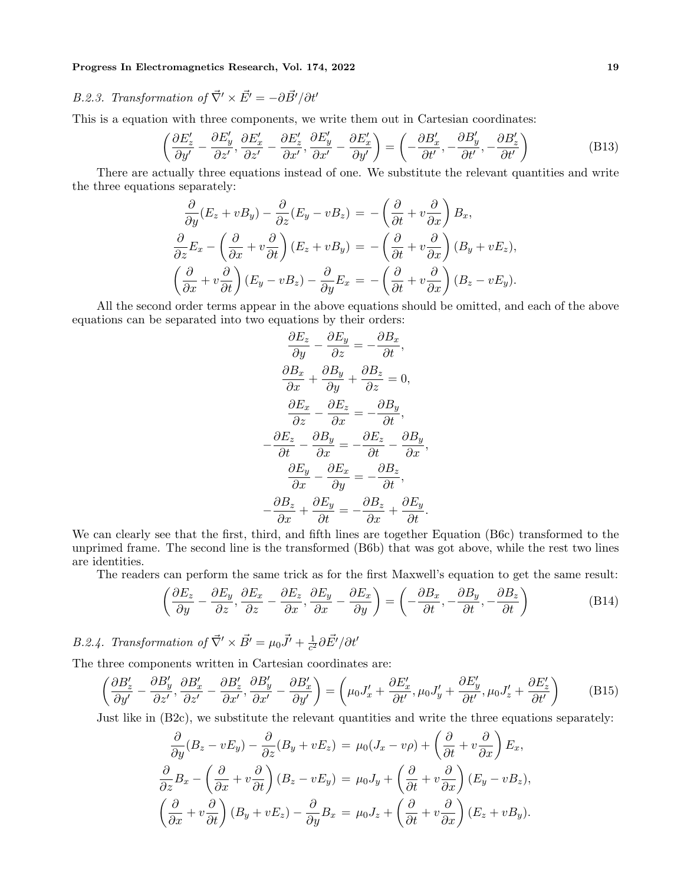*B.2.3. Transformation of $\vec{\nabla}' \times \vec{E}' = -\partial \vec{B}'/\partial t'$*

This is a equation with three components, we write them out in Cartesian coordinates:

$$\left(\frac{\partial E'_z}{\partial y'} - \frac{\partial E'_y}{\partial z'}, \frac{\partial E'_x}{\partial z'} - \frac{\partial E'_z}{\partial x'}, \frac{\partial E'_y}{\partial x'} - \frac{\partial E'_x}{\partial y'}\right) = \left(-\frac{\partial B'_x}{\partial t'}, -\frac{\partial B'_y}{\partial t'}, -\frac{\partial B'_z}{\partial t'}\right) \tag{B13}$$

There are actually three equations instead of one. We substitute the relevant quantities and write the three equations separately:

$$\begin{aligned}
\frac{\partial}{\partial y}(E_z + vB_y) - \frac{\partial}{\partial z}(E_y - vB_z) &= -\left(\frac{\partial}{\partial t} + v\frac{\partial}{\partial x}\right) B_x, \\
\frac{\partial}{\partial z}E_x - \left(\frac{\partial}{\partial x} + v\frac{\partial}{\partial t}\right)(E_z + vB_y) &= -\left(\frac{\partial}{\partial t} + v\frac{\partial}{\partial x}\right)(B_y + vE_z), \\
\left(\frac{\partial}{\partial x} + v\frac{\partial}{\partial t}\right)(E_y - vB_z) - \frac{\partial}{\partial y}E_x &= -\left(\frac{\partial}{\partial t} + v\frac{\partial}{\partial x}\right)(B_z - vE_y).
\end{aligned}$$

All the second order terms appear in the above equations should be omitted, and each of the above equations can be separated into two equations by their orders:

$$\begin{gathered}
\frac{\partial E_z}{\partial y} - \frac{\partial E_y}{\partial z} = -\frac{\partial B_x}{\partial t}, \\
\frac{\partial B_x}{\partial x} + \frac{\partial B_y}{\partial y} + \frac{\partial B_z}{\partial z} = 0, \\
\frac{\partial E_x}{\partial z} - \frac{\partial E_z}{\partial x} = -\frac{\partial B_y}{\partial t}, \\
-\frac{\partial E_z}{\partial t} - \frac{\partial B_y}{\partial x} = -\frac{\partial E_z}{\partial t} - \frac{\partial B_y}{\partial x}, \\
\frac{\partial E_y}{\partial x} - \frac{\partial E_x}{\partial y} = -\frac{\partial B_z}{\partial t}, \\
-\frac{\partial B_z}{\partial x} + \frac{\partial E_y}{\partial t} = -\frac{\partial B_z}{\partial x} + \frac{\partial E_y}{\partial t}.
\end{gathered}$$

We can clearly see that the first, third, and fifth lines are together Equation (B6c) transformed to the unprimed frame. The second line is the transformed (B6b) that was got above, while the rest two lines are identities.

The readers can perform the same trick as for the first Maxwell's equation to get the same result:

$$\left(\frac{\partial E_z}{\partial y} - \frac{\partial E_y}{\partial z}, \frac{\partial E_x}{\partial z} - \frac{\partial E_z}{\partial x}, \frac{\partial E_y}{\partial x} - \frac{\partial E_x}{\partial y}\right) = \left(-\frac{\partial B_x}{\partial t}, -\frac{\partial B_y}{\partial t}, -\frac{\partial B_z}{\partial t}\right) \tag{B14}$$

*B.2.4. Transformation of $\vec{\nabla}' \times \vec{B}' = \mu_0 \vec{J}' + \frac{1}{c^2}\partial \vec{E}'/\partial t'$*

The three components written in Cartesian coordinates are:

$$\left(\frac{\partial B'_z}{\partial y'} - \frac{\partial B'_y}{\partial z'}, \frac{\partial B'_x}{\partial z'} - \frac{\partial B'_z}{\partial x'}, \frac{\partial B'_y}{\partial x'} - \frac{\partial B'_x}{\partial y'}\right) = \left(\mu_0 J'_x + \frac{\partial E'_x}{\partial t'}, \mu_0 J'_y + \frac{\partial E'_y}{\partial t'}, \mu_0 J'_z + \frac{\partial E'_z}{\partial t'}\right) \tag{B15}$$

Just like in (B2c), we substitute the relevant quantities and write the three equations separately:

$$\begin{aligned}
\frac{\partial}{\partial y}(B_z - vE_y) - \frac{\partial}{\partial z}(B_y + vE_z) &= \mu_0(J_x - v\rho) + \left(\frac{\partial}{\partial t} + v\frac{\partial}{\partial x}\right) E_x, \\
\frac{\partial}{\partial z}B_x - \left(\frac{\partial}{\partial x} + v\frac{\partial}{\partial t}\right)(B_z - vE_y) &= \mu_0 J_y + \left(\frac{\partial}{\partial t} + v\frac{\partial}{\partial x}\right)(E_y - vB_z), \\
\left(\frac{\partial}{\partial x} + v\frac{\partial}{\partial t}\right)(B_y + vE_z) - \frac{\partial}{\partial y}B_x &= \mu_0 J_z + \left(\frac{\partial}{\partial t} + v\frac{\partial}{\partial x}\right)(E_z + vB_y).
\end{aligned}$$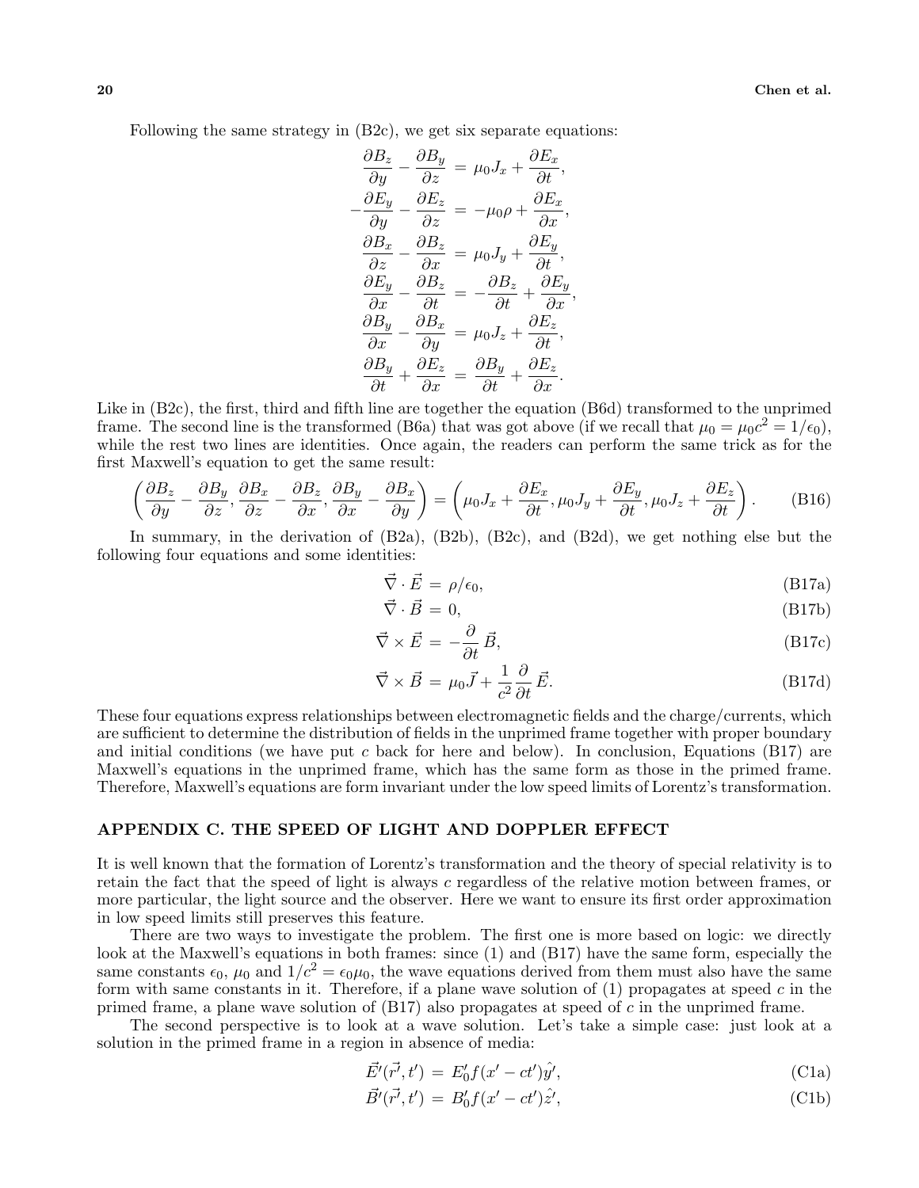Following the same strategy in (B2c), we get six separate equations:

$$
\begin{aligned}
\frac{\partial B_z}{\partial y} - \frac{\partial B_y}{\partial z} &= \mu_0 J_x + \frac{\partial E_x}{\partial t}, \\
-\frac{\partial E_y}{\partial y} - \frac{\partial E_z}{\partial z} &= -\mu_0 \rho + \frac{\partial E_x}{\partial x}, \\
\frac{\partial B_x}{\partial z} - \frac{\partial B_z}{\partial x} &= \mu_0 J_y + \frac{\partial E_y}{\partial t}, \\
\frac{\partial E_y}{\partial x} - \frac{\partial B_z}{\partial t} &= -\frac{\partial B_z}{\partial t} + \frac{\partial E_y}{\partial x}, \\
\frac{\partial B_y}{\partial x} - \frac{\partial B_x}{\partial y} &= \mu_0 J_z + \frac{\partial E_z}{\partial t}, \\
\frac{\partial B_y}{\partial t} + \frac{\partial E_z}{\partial x} &= \frac{\partial B_y}{\partial t} + \frac{\partial E_z}{\partial x}.
\end{aligned}
$$

Like in (B2c), the first, third and fifth line are together the equation (B6d) transformed to the unprimed frame. The second line is the transformed (B6a) that was got above (if we recall that $\mu_0 = \mu_0 c^2 = 1/\epsilon_0$), while the rest two lines are identities. Once again, the readers can perform the same trick as for the first Maxwell's equation to get the same result:

$$
\left( \frac{\partial B_z}{\partial y} - \frac{\partial B_y}{\partial z}, \frac{\partial B_x}{\partial z} - \frac{\partial B_z}{\partial x}, \frac{\partial B_y}{\partial x} - \frac{\partial B_x}{\partial y} \right) = \left( \mu_0 J_x + \frac{\partial E_x}{\partial t}, \mu_0 J_y + \frac{\partial E_y}{\partial t}, \mu_0 J_z + \frac{\partial E_z}{\partial t} \right). \tag{B16}
$$

In summary, in the derivation of (B2a), (B2b), (B2c), and (B2d), we get nothing else but the following four equations and some identities:

$$
\vec{\nabla} \cdot \vec{E} = \rho/\epsilon_0, \tag{B17a}
$$

$$
\vec{\nabla} \cdot \vec{B} = 0, \tag{B17b}
$$

$$
\vec{\nabla} \times \vec{E} = -\frac{\partial}{\partial t} \vec{B}, \tag{B17c}
$$

$$
\vec{\nabla} \times \vec{B} = \mu_0 \vec{J} + \frac{1}{c^2} \frac{\partial}{\partial t} \vec{E}. \tag{B17d}
$$

These four equations express relationships between electromagnetic fields and the charge/currents, which are sufficient to determine the distribution of fields in the unprimed frame together with proper boundary and initial conditions (we have put $c$ back for here and below). In conclusion, Equations (B17) are Maxwell's equations in the unprimed frame, which has the same form as those in the primed frame. Therefore, Maxwell's equations are form invariant under the low speed limits of Lorentz's transformation.

## APPENDIX C. THE SPEED OF LIGHT AND DOPPLER EFFECT

It is well known that the formation of Lorentz's transformation and the theory of special relativity is to retain the fact that the speed of light is always $c$ regardless of the relative motion between frames, or more particular, the light source and the observer. Here we want to ensure its first order approximation in low speed limits still preserves this feature.

There are two ways to investigate the problem. The first one is more based on logic: we directly look at the Maxwell's equations in both frames: since (1) and (B17) have the same form, especially the same constants $\epsilon_0$, $\mu_0$ and $1/c^2 = \epsilon_0 \mu_0$, the wave equations derived from them must also have the same form with same constants in it. Therefore, if a plane wave solution of (1) propagates at speed $c$ in the primed frame, a plane wave solution of (B17) also propagates at speed of $c$ in the unprimed frame.

The second perspective is to look at a wave solution. Let's take a simple case: just look at a solution in the primed frame in a region in absence of media:

$$
\vec{E}'(\vec{r'}, t') = E'_0 f(x' - ct') \hat{y}', \tag{C1a}
$$

$$
\vec{B}'(\vec{r'}, t') = B'_0 f(x' - ct') \hat{z}', \tag{C1b}
$$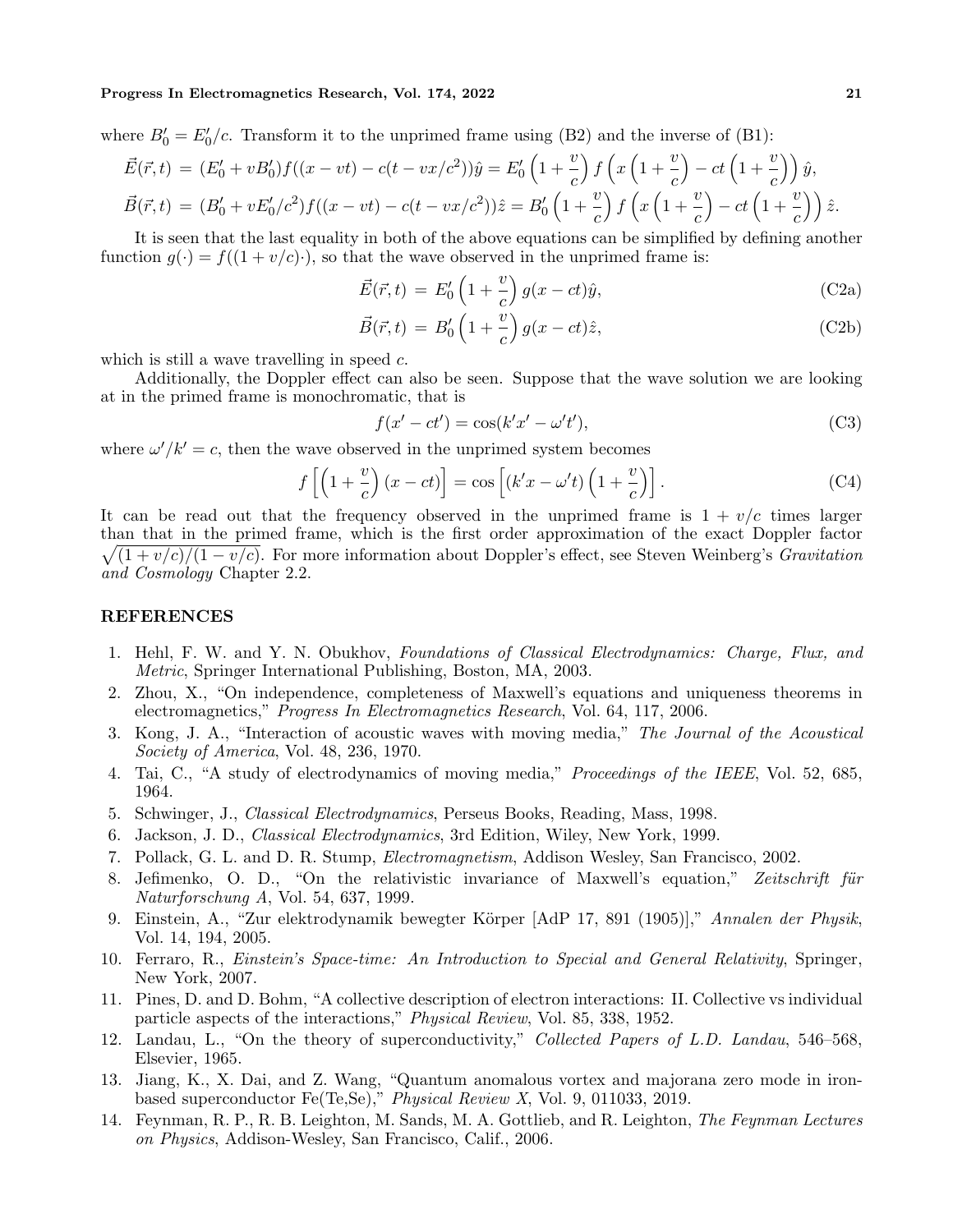where $B'_0 = E'_0/c$. Transform it to the unprimed frame using (B2) and the inverse of (B1):

$$\vec{E}(\vec{r}, t) = (E'_0 + vB'_0)f((x - vt) - c(t - vx/c^2))\hat{y} = E'_0 \left(1 + \frac{v}{c}\right) f\left(x\left(1 + \frac{v}{c}\right) - ct\left(1 + \frac{v}{c}\right)\right)\hat{y},$$

$$\vec{B}(\vec{r}, t) = (B'_0 + vE'_0/c^2)f((x - vt) - c(t - vx/c^2))\hat{z} = B'_0 \left(1 + \frac{v}{c}\right) f\left(x\left(1 + \frac{v}{c}\right) - ct\left(1 + \frac{v}{c}\right)\right)\hat{z}.$$

It is seen that the last equality in both of the above equations can be simplified by defining another function $g(\cdot) = f((1 + v/c)\cdot)$, so that the wave observed in the unprimed frame is:

$$\vec{E}(\vec{r}, t) = E'_0 \left(1 + \frac{v}{c}\right) g(x - ct)\hat{y}, \tag{C2a}$$

$$\vec{B}(\vec{r}, t) = B'_0 \left(1 + \frac{v}{c}\right) g(x - ct)\hat{z}, \tag{C2b}$$

which is still a wave travelling in speed $c$.

Additionally, the Doppler effect can also be seen. Suppose that the wave solution we are looking at in the primed frame is monochromatic, that is

$$f(x' - ct') = \cos(k'x' - \omega't'), \tag{C3}$$

where $\omega'/k' = c$, then the wave observed in the unprimed system becomes

$$f\left[\left(1 + \frac{v}{c}\right)(x - ct)\right] = \cos\left[(k'x - \omega't)\left(1 + \frac{v}{c}\right)\right]. \tag{C4}$$

It can be read out that the frequency observed in the unprimed frame is $1 + v/c$ times larger than that in the primed frame, which is the first order approximation of the exact Doppler factor $\sqrt{(1 + v/c)/(1 - v/c)}$. For more information about Doppler's effect, see Steven Weinberg's *Gravitation and Cosmology* Chapter 2.2.

## REFERENCES

1. Hehl, F. W. and Y. N. Obukhov, *Foundations of Classical Electrodynamics: Charge, Flux, and Metric*, Springer International Publishing, Boston, MA, 2003.
2. Zhou, X., "On independence, completeness of Maxwell's equations and uniqueness theorems in electromagnetics," *Progress In Electromagnetics Research*, Vol. 64, 117, 2006.
3. Kong, J. A., "Interaction of acoustic waves with moving media," *The Journal of the Acoustical Society of America*, Vol. 48, 236, 1970.
4. Tai, C., "A study of electrodynamics of moving media," *Proceedings of the IEEE*, Vol. 52, 685, 1964.
5. Schwinger, J., *Classical Electrodynamics*, Perseus Books, Reading, Mass, 1998.
6. Jackson, J. D., *Classical Electrodynamics*, 3rd Edition, Wiley, New York, 1999.
7. Pollack, G. L. and D. R. Stump, *Electromagnetism*, Addison Wesley, San Francisco, 2002.
8. Jefimenko, O. D., "On the relativistic invariance of Maxwell's equation," *Zeitschrift für Naturforschung A*, Vol. 54, 637, 1999.
9. Einstein, A., "Zur elektrodynamik bewegter Körper [AdP 17, 891 (1905)]," *Annalen der Physik*, Vol. 14, 194, 2005.
10. Ferraro, R., *Einstein's Space-time: An Introduction to Special and General Relativity*, Springer, New York, 2007.
11. Pines, D. and D. Bohm, "A collective description of electron interactions: II. Collective vs individual particle aspects of the interactions," *Physical Review*, Vol. 85, 338, 1952.
12. Landau, L., "On the theory of superconductivity," *Collected Papers of L.D. Landau*, 546–568, Elsevier, 1965.
13. Jiang, K., X. Dai, and Z. Wang, "Quantum anomalous vortex and majorana zero mode in iron-based superconductor Fe(Te,Se)," *Physical Review X*, Vol. 9, 011033, 2019.
14. Feynman, R. P., R. B. Leighton, M. Sands, M. A. Gottlieb, and R. Leighton, *The Feynman Lectures on Physics*, Addison-Wesley, San Francisco, Calif., 2006.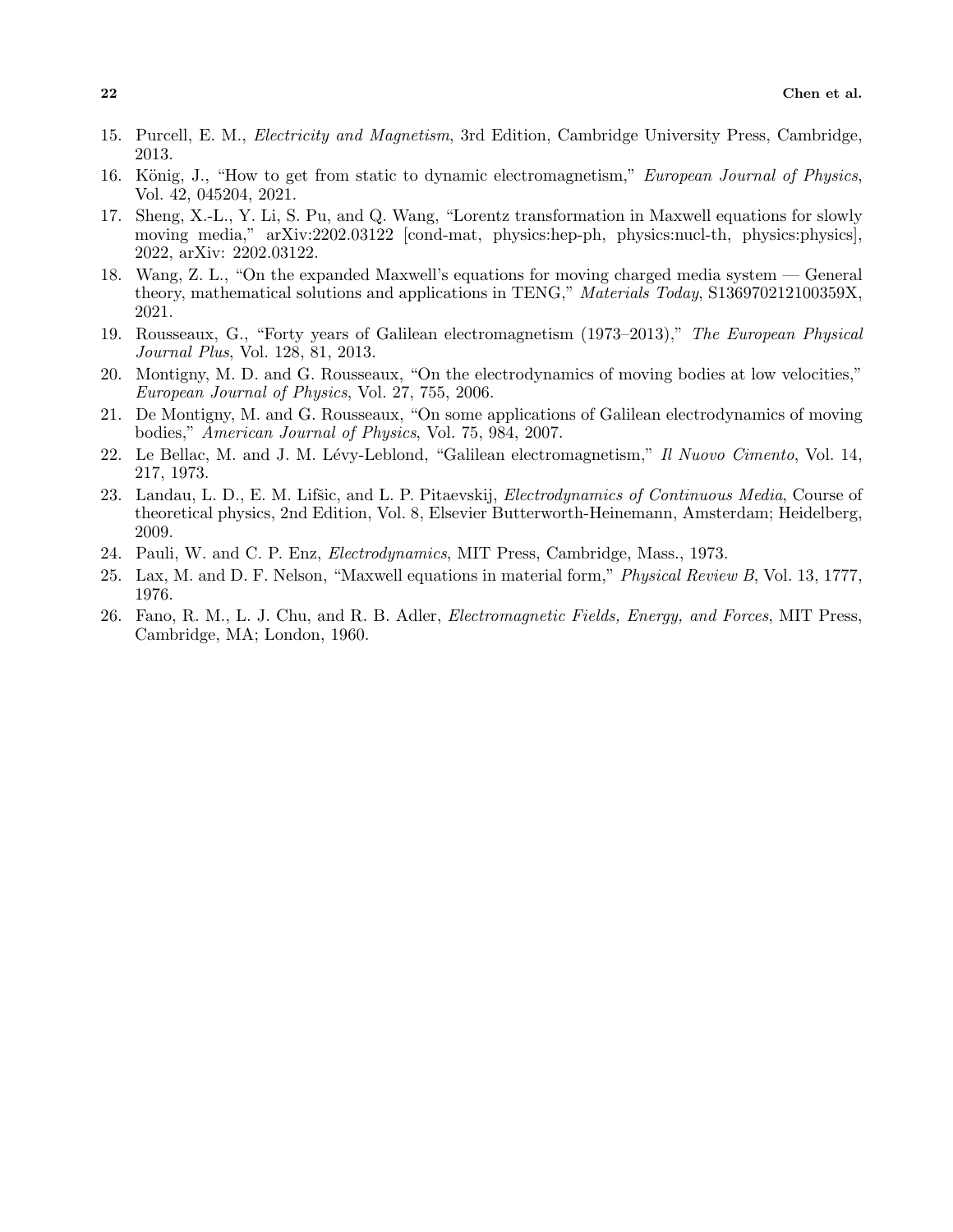15. Purcell, E. M., *Electricity and Magnetism*, 3rd Edition, Cambridge University Press, Cambridge, 2013.
16. König, J., "How to get from static to dynamic electromagnetism," *European Journal of Physics*, Vol. 42, 045204, 2021.
17. Sheng, X.-L., Y. Li, S. Pu, and Q. Wang, "Lorentz transformation in Maxwell equations for slowly moving media," arXiv:2202.03122 [cond-mat, physics:hep-ph, physics:nucl-th, physics:physics], 2022, arXiv: 2202.03122.
18. Wang, Z. L., "On the expanded Maxwell's equations for moving charged media system — General theory, mathematical solutions and applications in TENG," *Materials Today*, S136970212100359X, 2021.
19. Rousseaux, G., "Forty years of Galilean electromagnetism (1973–2013)," *The European Physical Journal Plus*, Vol. 128, 81, 2013.
20. Montigny, M. D. and G. Rousseaux, "On the electrodynamics of moving bodies at low velocities," *European Journal of Physics*, Vol. 27, 755, 2006.
21. De Montigny, M. and G. Rousseaux, "On some applications of Galilean electrodynamics of moving bodies," *American Journal of Physics*, Vol. 75, 984, 2007.
22. Le Bellac, M. and J. M. Lévy-Leblond, "Galilean electromagnetism," *Il Nuovo Cimento*, Vol. 14, 217, 1973.
23. Landau, L. D., E. M. Lifšic, and L. P. Pitaevskij, *Electrodynamics of Continuous Media*, Course of theoretical physics, 2nd Edition, Vol. 8, Elsevier Butterworth-Heinemann, Amsterdam; Heidelberg, 2009.
24. Pauli, W. and C. P. Enz, *Electrodynamics*, MIT Press, Cambridge, Mass., 1973.
25. Lax, M. and D. F. Nelson, "Maxwell equations in material form," *Physical Review B*, Vol. 13, 1777, 1976.
26. Fano, R. M., L. J. Chu, and R. B. Adler, *Electromagnetic Fields, Energy, and Forces*, MIT Press, Cambridge, MA; London, 1960.